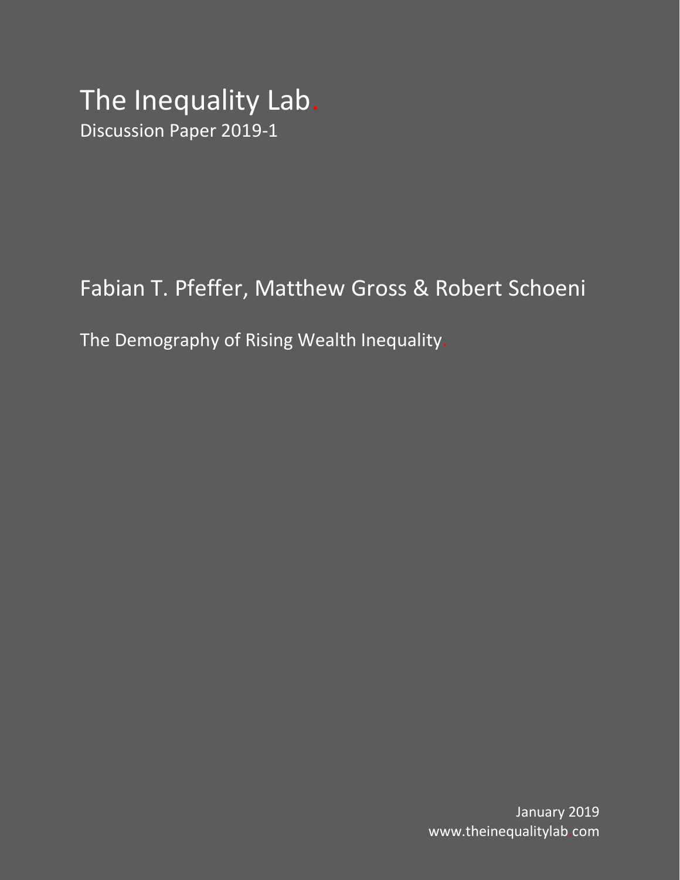# The Inequality Lab.

Discussion Paper 2019-1

## Fabian T. Pfeffer, Matthew Gross & Robert Schoeni

## The Demography of Rising Wealth Inequality.

January 2019

www.theinequalitylab.com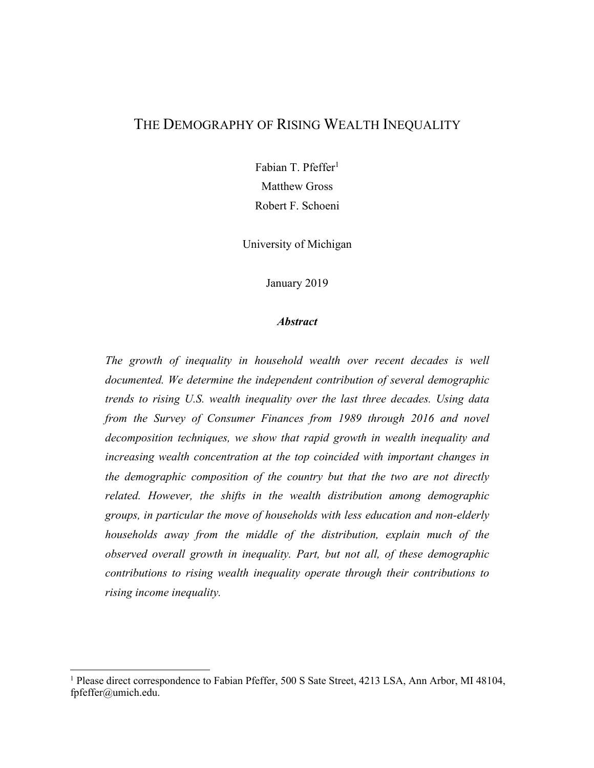# THE DEMOGRAPHY OF RISING WEALTH INEQUALITY

Fabian T. Pfeffer[1]
Matthew Gross
Robert F. Schoeni

University of Michigan

January 2019

***Abstract***

*The growth of inequality in household wealth over recent decades is well documented. We determine the independent contribution of several demographic trends to rising U.S. wealth inequality over the last three decades. Using data from the Survey of Consumer Finances from 1989 through 2016 and novel decomposition techniques, we show that rapid growth in wealth inequality and increasing wealth concentration at the top coincided with important changes in the demographic composition of the country but that the two are not directly related. However, the shifts in the wealth distribution among demographic groups, in particular the move of households with less education and non-elderly households away from the middle of the distribution, explain much of the observed overall growth in inequality. Part, but not all, of these demographic contributions to rising wealth inequality operate through their contributions to rising income inequality.*

[1] Please direct correspondence to Fabian Pfeffer, 500 S Sate Street, 4213 LSA, Ann Arbor, MI 48104, fpfeffer@umich.edu.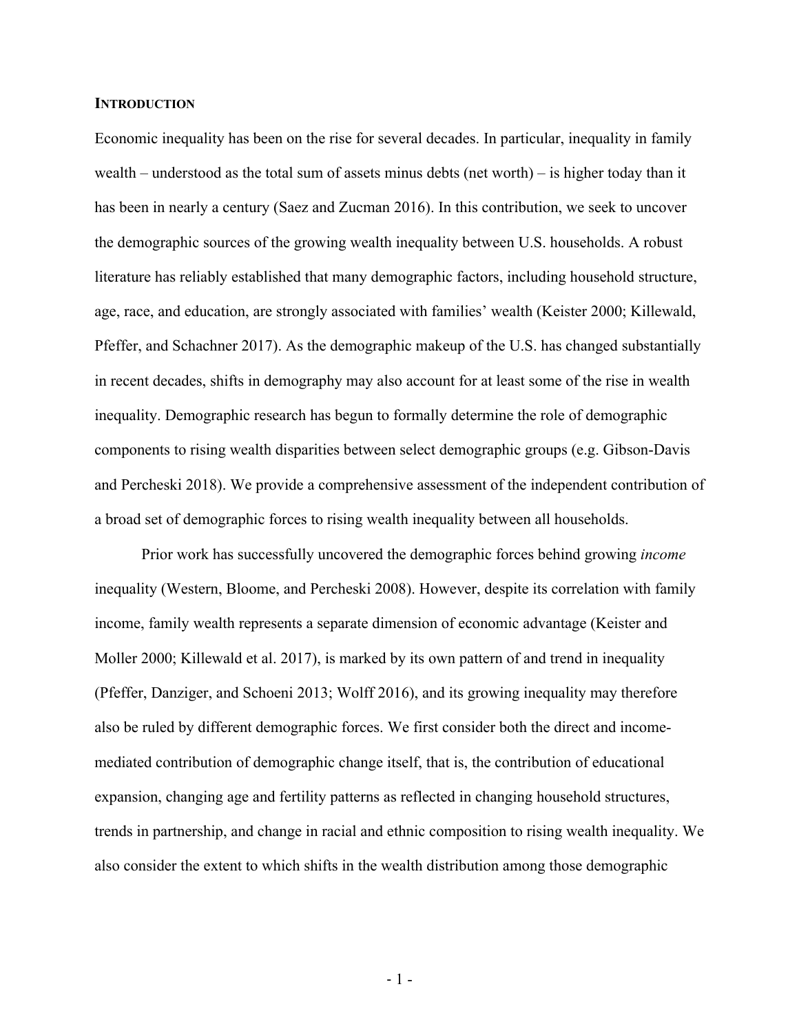## INTRODUCTION

Economic inequality has been on the rise for several decades. In particular, inequality in family wealth – understood as the total sum of assets minus debts (net worth) – is higher today than it has been in nearly a century (Saez and Zucman 2016). In this contribution, we seek to uncover the demographic sources of the growing wealth inequality between U.S. households. A robust literature has reliably established that many demographic factors, including household structure, age, race, and education, are strongly associated with families' wealth (Keister 2000; Killewald, Pfeffer, and Schachner 2017). As the demographic makeup of the U.S. has changed substantially in recent decades, shifts in demography may also account for at least some of the rise in wealth inequality. Demographic research has begun to formally determine the role of demographic components to rising wealth disparities between select demographic groups (e.g. Gibson-Davis and Percheski 2018). We provide a comprehensive assessment of the independent contribution of a broad set of demographic forces to rising wealth inequality between all households.

Prior work has successfully uncovered the demographic forces behind growing *income* inequality (Western, Bloome, and Percheski 2008). However, despite its correlation with family income, family wealth represents a separate dimension of economic advantage (Keister and Moller 2000; Killewald et al. 2017), is marked by its own pattern of and trend in inequality (Pfeffer, Danziger, and Schoeni 2013; Wolff 2016), and its growing inequality may therefore also be ruled by different demographic forces. We first consider both the direct and income-mediated contribution of demographic change itself, that is, the contribution of educational expansion, changing age and fertility patterns as reflected in changing household structures, trends in partnership, and change in racial and ethnic composition to rising wealth inequality. We also consider the extent to which shifts in the wealth distribution among those demographic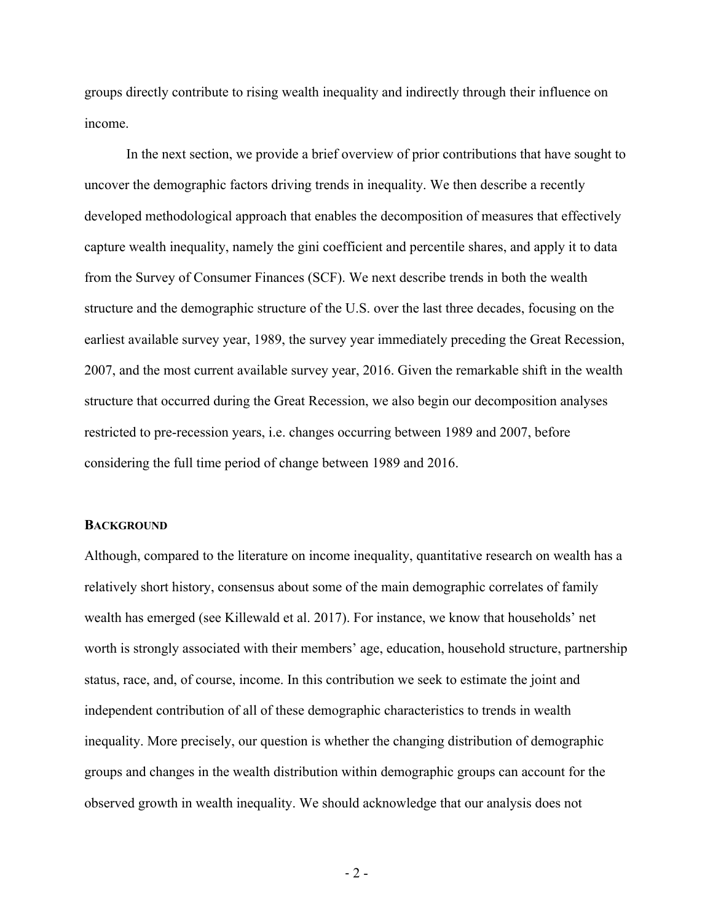groups directly contribute to rising wealth inequality and indirectly through their influence on income.

In the next section, we provide a brief overview of prior contributions that have sought to uncover the demographic factors driving trends in inequality. We then describe a recently developed methodological approach that enables the decomposition of measures that effectively capture wealth inequality, namely the gini coefficient and percentile shares, and apply it to data from the Survey of Consumer Finances (SCF). We next describe trends in both the wealth structure and the demographic structure of the U.S. over the last three decades, focusing on the earliest available survey year, 1989, the survey year immediately preceding the Great Recession, 2007, and the most current available survey year, 2016. Given the remarkable shift in the wealth structure that occurred during the Great Recession, we also begin our decomposition analyses restricted to pre-recession years, i.e. changes occurring between 1989 and 2007, before considering the full time period of change between 1989 and 2016.

## BACKGROUND

Although, compared to the literature on income inequality, quantitative research on wealth has a relatively short history, consensus about some of the main demographic correlates of family wealth has emerged (see Killewald et al. 2017). For instance, we know that households' net worth is strongly associated with their members' age, education, household structure, partnership status, race, and, of course, income. In this contribution we seek to estimate the joint and independent contribution of all of these demographic characteristics to trends in wealth inequality. More precisely, our question is whether the changing distribution of demographic groups and changes in the wealth distribution within demographic groups can account for the observed growth in wealth inequality. We should acknowledge that our analysis does not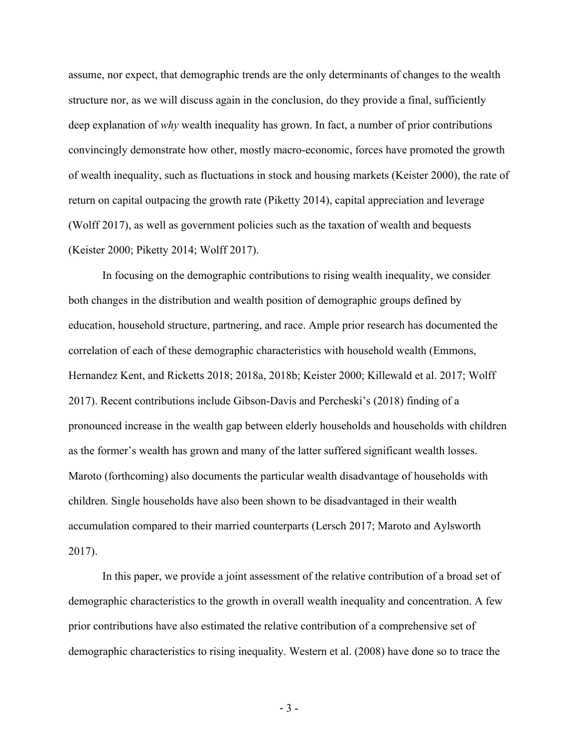assume, nor expect, that demographic trends are the only determinants of changes to the wealth structure nor, as we will discuss again in the conclusion, do they provide a final, sufficiently deep explanation of *why* wealth inequality has grown. In fact, a number of prior contributions convincingly demonstrate how other, mostly macro-economic, forces have promoted the growth of wealth inequality, such as fluctuations in stock and housing markets (Keister 2000), the rate of return on capital outpacing the growth rate (Piketty 2014), capital appreciation and leverage (Wolff 2017), as well as government policies such as the taxation of wealth and bequests (Keister 2000; Piketty 2014; Wolff 2017).

In focusing on the demographic contributions to rising wealth inequality, we consider both changes in the distribution and wealth position of demographic groups defined by education, household structure, partnering, and race. Ample prior research has documented the correlation of each of these demographic characteristics with household wealth (Emmons, Hernandez Kent, and Ricketts 2018; 2018a, 2018b; Keister 2000; Killewald et al. 2017; Wolff 2017). Recent contributions include Gibson-Davis and Percheski's (2018) finding of a pronounced increase in the wealth gap between elderly households and households with children as the former's wealth has grown and many of the latter suffered significant wealth losses. Maroto (forthcoming) also documents the particular wealth disadvantage of households with children. Single households have also been shown to be disadvantaged in their wealth accumulation compared to their married counterparts (Lersch 2017; Maroto and Aylsworth 2017).

In this paper, we provide a joint assessment of the relative contribution of a broad set of demographic characteristics to the growth in overall wealth inequality and concentration. A few prior contributions have also estimated the relative contribution of a comprehensive set of demographic characteristics to rising inequality. Western et al. (2008) have done so to trace the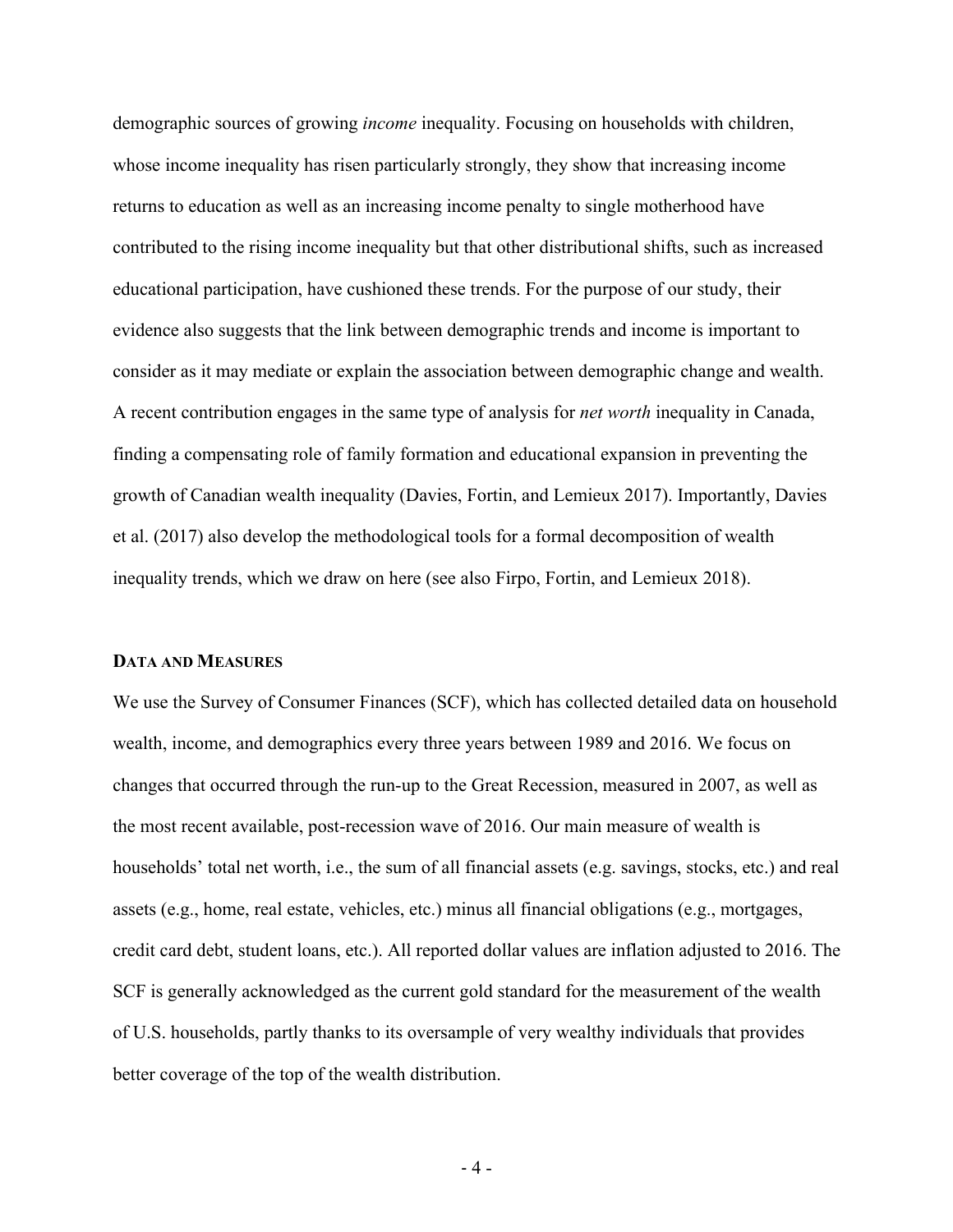demographic sources of growing *income* inequality. Focusing on households with children, whose income inequality has risen particularly strongly, they show that increasing income returns to education as well as an increasing income penalty to single motherhood have contributed to the rising income inequality but that other distributional shifts, such as increased educational participation, have cushioned these trends. For the purpose of our study, their evidence also suggests that the link between demographic trends and income is important to consider as it may mediate or explain the association between demographic change and wealth. A recent contribution engages in the same type of analysis for *net worth* inequality in Canada, finding a compensating role of family formation and educational expansion in preventing the growth of Canadian wealth inequality (Davies, Fortin, and Lemieux 2017). Importantly, Davies et al. (2017) also develop the methodological tools for a formal decomposition of wealth inequality trends, which we draw on here (see also Firpo, Fortin, and Lemieux 2018).

## DATA AND MEASURES

We use the Survey of Consumer Finances (SCF), which has collected detailed data on household wealth, income, and demographics every three years between 1989 and 2016. We focus on changes that occurred through the run-up to the Great Recession, measured in 2007, as well as the most recent available, post-recession wave of 2016. Our main measure of wealth is households' total net worth, i.e., the sum of all financial assets (e.g. savings, stocks, etc.) and real assets (e.g., home, real estate, vehicles, etc.) minus all financial obligations (e.g., mortgages, credit card debt, student loans, etc.). All reported dollar values are inflation adjusted to 2016. The SCF is generally acknowledged as the current gold standard for the measurement of the wealth of U.S. households, partly thanks to its oversample of very wealthy individuals that provides better coverage of the top of the wealth distribution.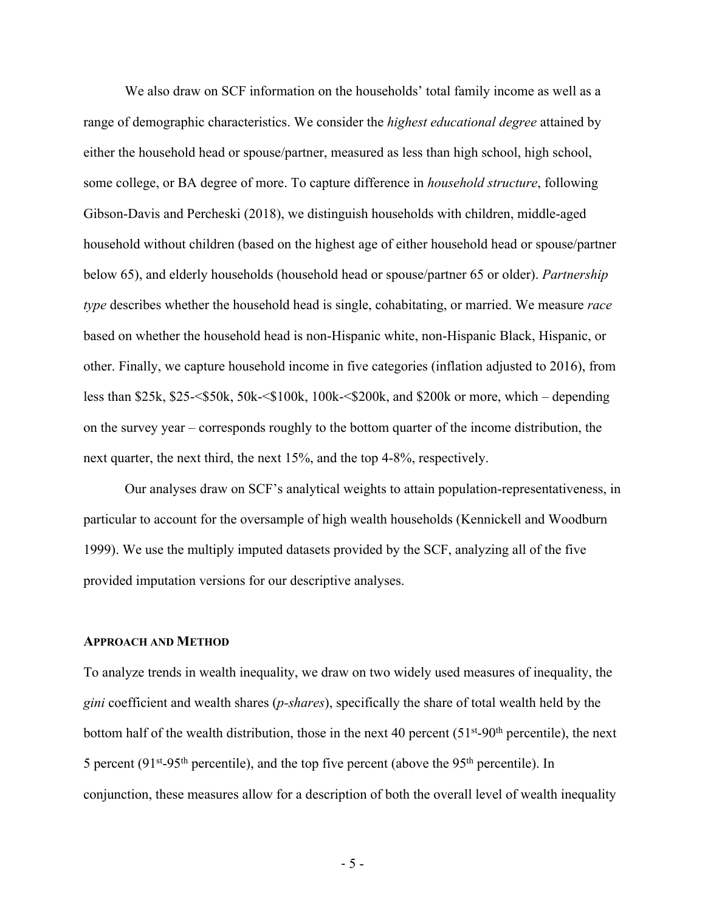We also draw on SCF information on the households' total family income as well as a range of demographic characteristics. We consider the *highest educational degree* attained by either the household head or spouse/partner, measured as less than high school, high school, some college, or BA degree of more. To capture difference in *household structure*, following Gibson-Davis and Percheski (2018), we distinguish households with children, middle-aged household without children (based on the highest age of either household head or spouse/partner below 65), and elderly households (household head or spouse/partner 65 or older). *Partnership type* describes whether the household head is single, cohabitating, or married. We measure *race* based on whether the household head is non-Hispanic white, non-Hispanic Black, Hispanic, or other. Finally, we capture household income in five categories (inflation adjusted to 2016), from less than $25k, $25-<$50k, 50k-<$100k, 100k-<$200k, and $200k or more, which – depending on the survey year – corresponds roughly to the bottom quarter of the income distribution, the next quarter, the next third, the next 15%, and the top 4-8%, respectively.

Our analyses draw on SCF's analytical weights to attain population-representativeness, in particular to account for the oversample of high wealth households (Kennickell and Woodburn 1999). We use the multiply imputed datasets provided by the SCF, analyzing all of the five provided imputation versions for our descriptive analyses.

## APPROACH AND METHOD

To analyze trends in wealth inequality, we draw on two widely used measures of inequality, the *gini* coefficient and wealth shares (*p-shares*), specifically the share of total wealth held by the bottom half of the wealth distribution, those in the next 40 percent (51st-90th percentile), the next 5 percent (91st-95th percentile), and the top five percent (above the 95th percentile). In conjunction, these measures allow for a description of both the overall level of wealth inequality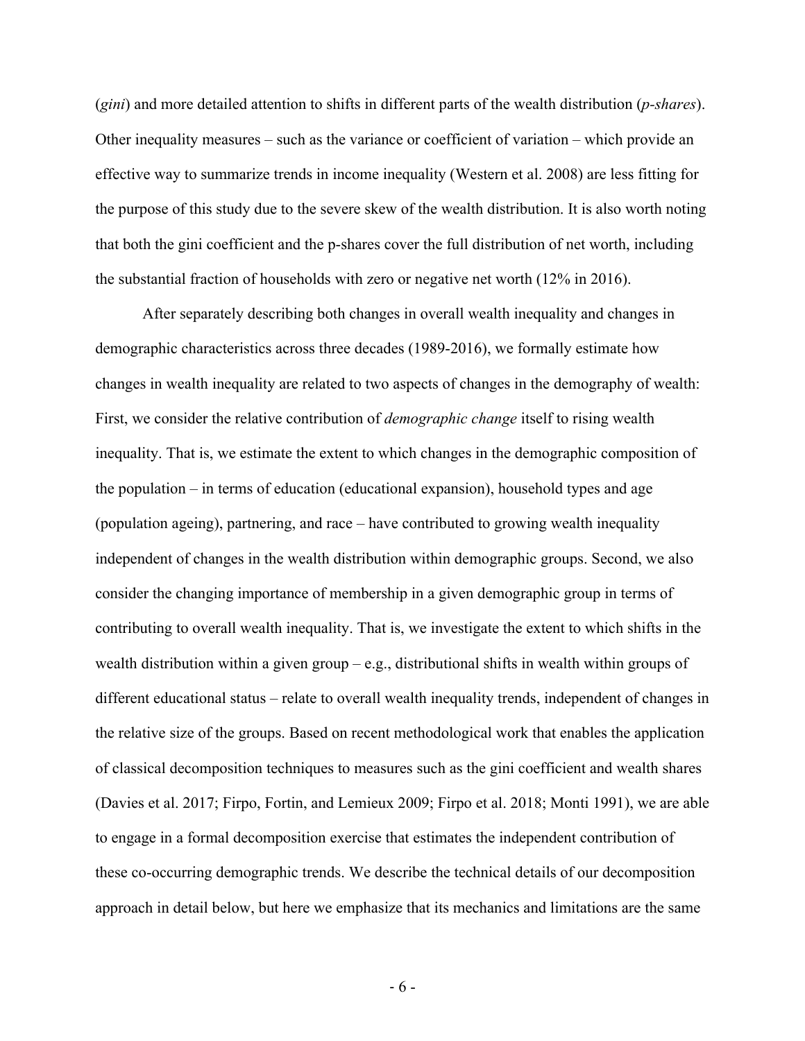(*gini*) and more detailed attention to shifts in different parts of the wealth distribution (*p-shares*). Other inequality measures – such as the variance or coefficient of variation – which provide an effective way to summarize trends in income inequality (Western et al. 2008) are less fitting for the purpose of this study due to the severe skew of the wealth distribution. It is also worth noting that both the gini coefficient and the p-shares cover the full distribution of net worth, including the substantial fraction of households with zero or negative net worth (12% in 2016).

After separately describing both changes in overall wealth inequality and changes in demographic characteristics across three decades (1989-2016), we formally estimate how changes in wealth inequality are related to two aspects of changes in the demography of wealth: First, we consider the relative contribution of *demographic change* itself to rising wealth inequality. That is, we estimate the extent to which changes in the demographic composition of the population – in terms of education (educational expansion), household types and age (population ageing), partnering, and race – have contributed to growing wealth inequality independent of changes in the wealth distribution within demographic groups. Second, we also consider the changing importance of membership in a given demographic group in terms of contributing to overall wealth inequality. That is, we investigate the extent to which shifts in the wealth distribution within a given group – e.g., distributional shifts in wealth within groups of different educational status – relate to overall wealth inequality trends, independent of changes in the relative size of the groups. Based on recent methodological work that enables the application of classical decomposition techniques to measures such as the gini coefficient and wealth shares (Davies et al. 2017; Firpo, Fortin, and Lemieux 2009; Firpo et al. 2018; Monti 1991), we are able to engage in a formal decomposition exercise that estimates the independent contribution of these co-occurring demographic trends. We describe the technical details of our decomposition approach in detail below, but here we emphasize that its mechanics and limitations are the same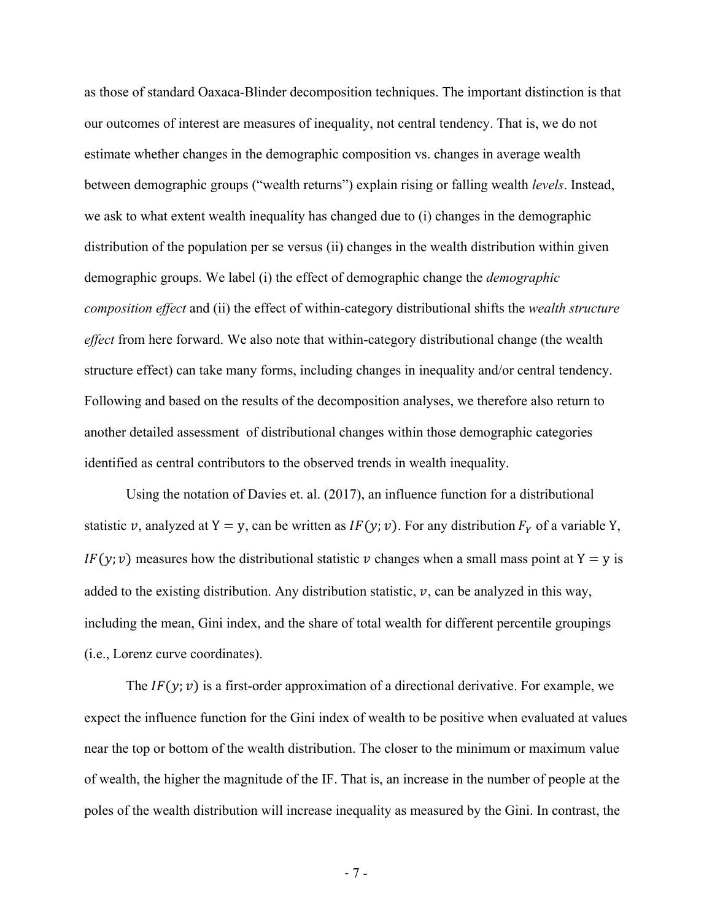as those of standard Oaxaca-Blinder decomposition techniques. The important distinction is that our outcomes of interest are measures of inequality, not central tendency. That is, we do not estimate whether changes in the demographic composition vs. changes in average wealth between demographic groups ("wealth returns") explain rising or falling wealth *levels*. Instead, we ask to what extent wealth inequality has changed due to (i) changes in the demographic distribution of the population per se versus (ii) changes in the wealth distribution within given demographic groups. We label (i) the effect of demographic change the *demographic composition effect* and (ii) the effect of within-category distributional shifts the *wealth structure effect* from here forward. We also note that within-category distributional change (the wealth structure effect) can take many forms, including changes in inequality and/or central tendency. Following and based on the results of the decomposition analyses, we therefore also return to another detailed assessment of distributional changes within those demographic categories identified as central contributors to the observed trends in wealth inequality.

Using the notation of Davies et. al. (2017), an influence function for a distributional statistic $v$, analyzed at $\mathrm{Y} = \mathrm{y}$, can be written as $IF(y; v)$. For any distribution $F_Y$ of a variable Y, $IF(y; v)$ measures how the distributional statistic $v$ changes when a small mass point at $\mathrm{Y} = \mathrm{y}$ is added to the existing distribution. Any distribution statistic, $v$, can be analyzed in this way, including the mean, Gini index, and the share of total wealth for different percentile groupings (i.e., Lorenz curve coordinates).

The $IF(y; v)$ is a first-order approximation of a directional derivative. For example, we expect the influence function for the Gini index of wealth to be positive when evaluated at values near the top or bottom of the wealth distribution. The closer to the minimum or maximum value of wealth, the higher the magnitude of the IF. That is, an increase in the number of people at the poles of the wealth distribution will increase inequality as measured by the Gini. In contrast, the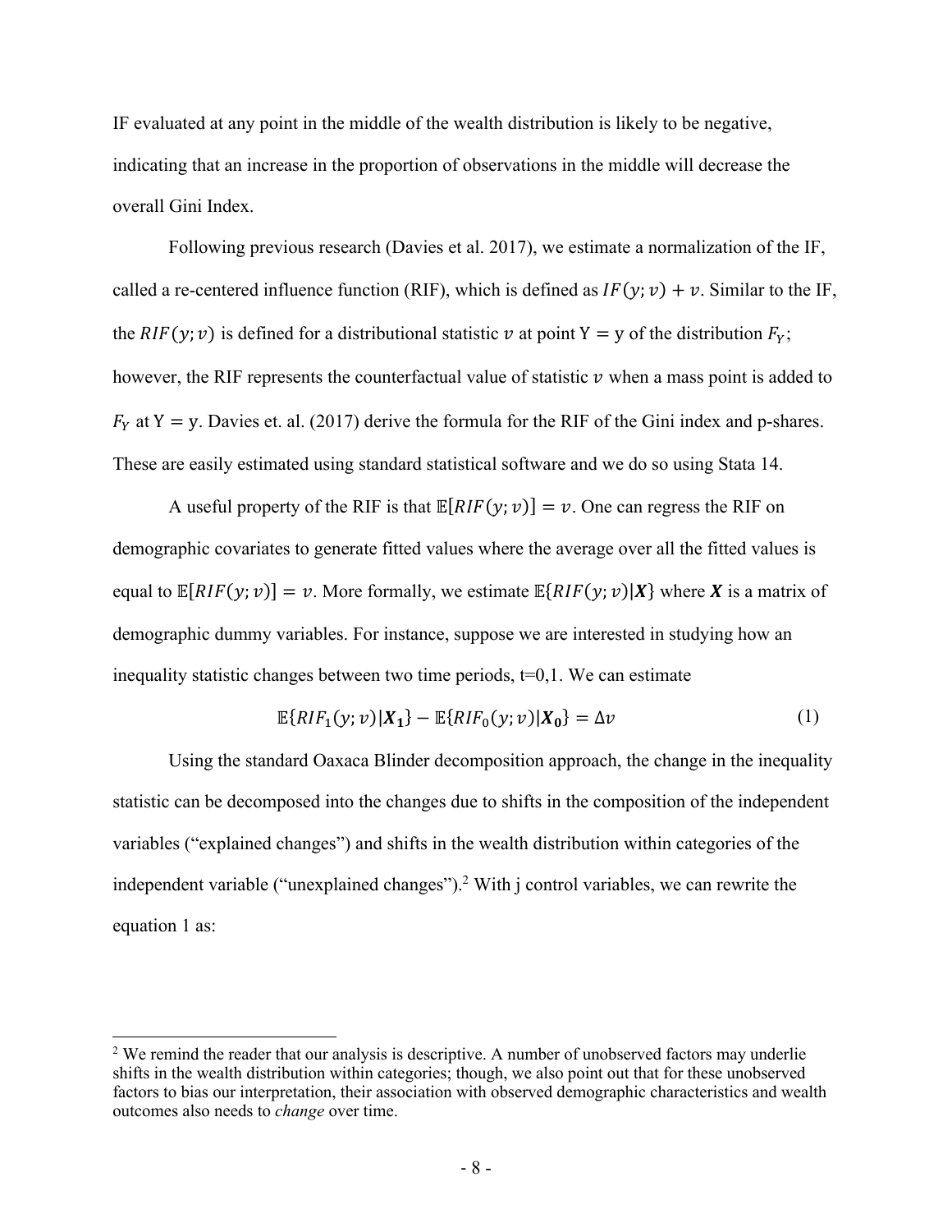IF evaluated at any point in the middle of the wealth distribution is likely to be negative, indicating that an increase in the proportion of observations in the middle will decrease the overall Gini Index.

Following previous research (Davies et al. 2017), we estimate a normalization of the IF, called a re-centered influence function (RIF), which is defined as $IF(y; v) + v$. Similar to the IF, the $RIF(y; v)$ is defined for a distributional statistic $v$ at point $\mathrm{Y} = \mathrm{y}$ of the distribution $F_Y$; however, the RIF represents the counterfactual value of statistic $v$ when a mass point is added to $F_Y$ at $\mathrm{Y} = \mathrm{y}$. Davies et. al. (2017) derive the formula for the RIF of the Gini index and p-shares. These are easily estimated using standard statistical software and we do so using Stata 14.

A useful property of the RIF is that $\mathbb{E}[RIF(y; v)] = v$. One can regress the RIF on demographic covariates to generate fitted values where the average over all the fitted values is equal to $\mathbb{E}[RIF(y; v)] = v$. More formally, we estimate $\mathbb{E}\{RIF(y; v)|\boldsymbol{X}\}$ where $\boldsymbol{X}$ is a matrix of demographic dummy variables. For instance, suppose we are interested in studying how an inequality statistic changes between two time periods, t=0,1. We can estimate

$$\mathbb{E}\{RIF_1(y; v)|\boldsymbol{X_1}\} - \mathbb{E}\{RIF_0(y; v)|\boldsymbol{X_0}\} = \Delta v \tag{1}$$

Using the standard Oaxaca Blinder decomposition approach, the change in the inequality statistic can be decomposed into the changes due to shifts in the composition of the independent variables ("explained changes") and shifts in the wealth distribution within categories of the independent variable ("unexplained changes").[2] With j control variables, we can rewrite the equation 1 as:

[2] We remind the reader that our analysis is descriptive. A number of unobserved factors may underlie shifts in the wealth distribution within categories; though, we also point out that for these unobserved factors to bias our interpretation, their association with observed demographic characteristics and wealth outcomes also needs to *change* over time.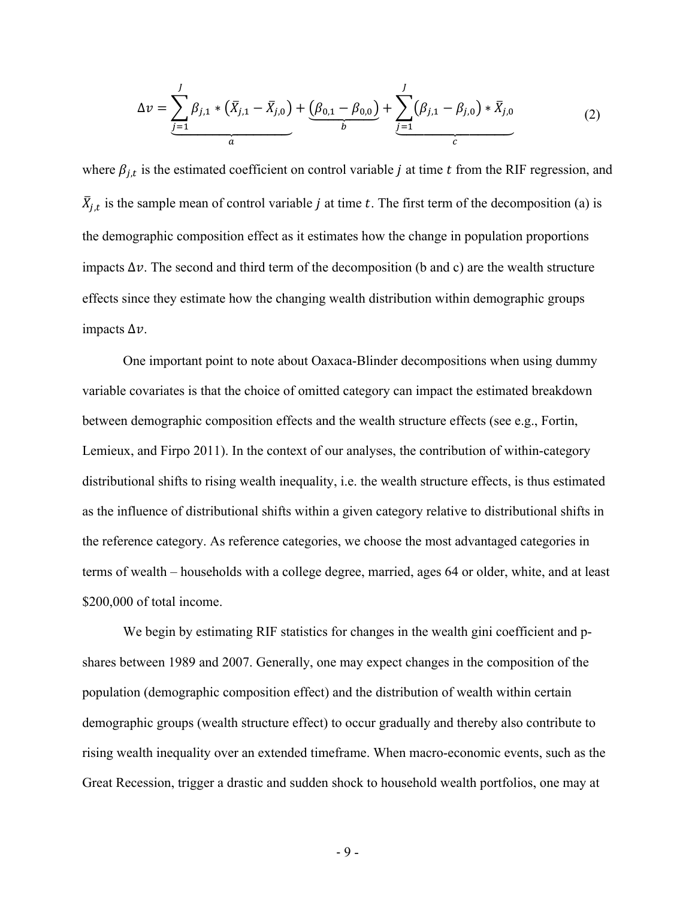$$\Delta v = \underbrace{\sum_{j=1}^{J} \beta_{j,1} * \left(\bar{X}_{j,1} - \bar{X}_{j,0}\right)}_{a} + \underbrace{\left(\beta_{0,1} - \beta_{0,0}\right)}_{b} + \underbrace{\sum_{j=1}^{J} \left(\beta_{j,1} - \beta_{j,0}\right) * \bar{X}_{j,0}}_{c} \tag{2}$$

where $\beta_{j,t}$ is the estimated coefficient on control variable $j$ at time $t$ from the RIF regression, and $\bar{X}_{j,t}$ is the sample mean of control variable $j$ at time $t$. The first term of the decomposition (a) is the demographic composition effect as it estimates how the change in population proportions impacts $\Delta v$. The second and third term of the decomposition (b and c) are the wealth structure effects since they estimate how the changing wealth distribution within demographic groups impacts $\Delta v$.

One important point to note about Oaxaca-Blinder decompositions when using dummy variable covariates is that the choice of omitted category can impact the estimated breakdown between demographic composition effects and the wealth structure effects (see e.g., Fortin, Lemieux, and Firpo 2011). In the context of our analyses, the contribution of within-category distributional shifts to rising wealth inequality, i.e. the wealth structure effects, is thus estimated as the influence of distributional shifts within a given category relative to distributional shifts in the reference category. As reference categories, we choose the most advantaged categories in terms of wealth – households with a college degree, married, ages 64 or older, white, and at least $200,000 of total income.

We begin by estimating RIF statistics for changes in the wealth gini coefficient and p-shares between 1989 and 2007. Generally, one may expect changes in the composition of the population (demographic composition effect) and the distribution of wealth within certain demographic groups (wealth structure effect) to occur gradually and thereby also contribute to rising wealth inequality over an extended timeframe. When macro-economic events, such as the Great Recession, trigger a drastic and sudden shock to household wealth portfolios, one may at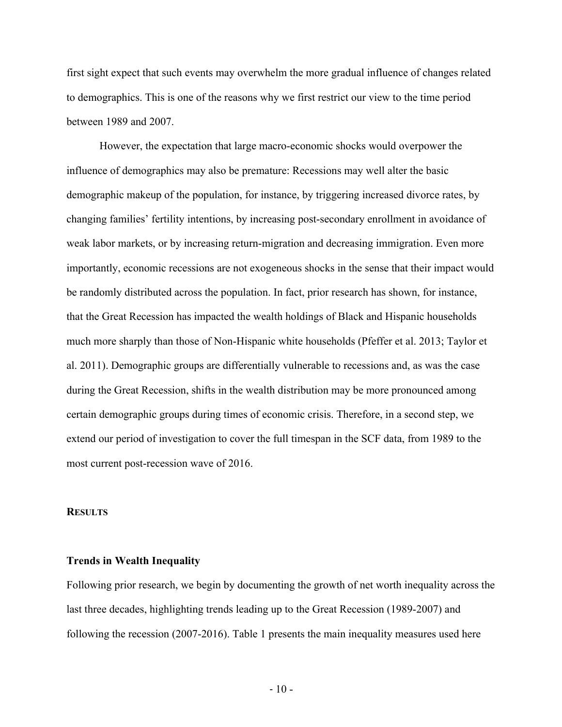first sight expect that such events may overwhelm the more gradual influence of changes related to demographics. This is one of the reasons why we first restrict our view to the time period between 1989 and 2007.

However, the expectation that large macro-economic shocks would overpower the influence of demographics may also be premature: Recessions may well alter the basic demographic makeup of the population, for instance, by triggering increased divorce rates, by changing families' fertility intentions, by increasing post-secondary enrollment in avoidance of weak labor markets, or by increasing return-migration and decreasing immigration. Even more importantly, economic recessions are not exogeneous shocks in the sense that their impact would be randomly distributed across the population. In fact, prior research has shown, for instance, that the Great Recession has impacted the wealth holdings of Black and Hispanic households much more sharply than those of Non-Hispanic white households (Pfeffer et al. 2013; Taylor et al. 2011). Demographic groups are differentially vulnerable to recessions and, as was the case during the Great Recession, shifts in the wealth distribution may be more pronounced among certain demographic groups during times of economic crisis. Therefore, in a second step, we extend our period of investigation to cover the full timespan in the SCF data, from 1989 to the most current post-recession wave of 2016.

## RESULTS

### Trends in Wealth Inequality

Following prior research, we begin by documenting the growth of net worth inequality across the last three decades, highlighting trends leading up to the Great Recession (1989-2007) and following the recession (2007-2016). Table 1 presents the main inequality measures used here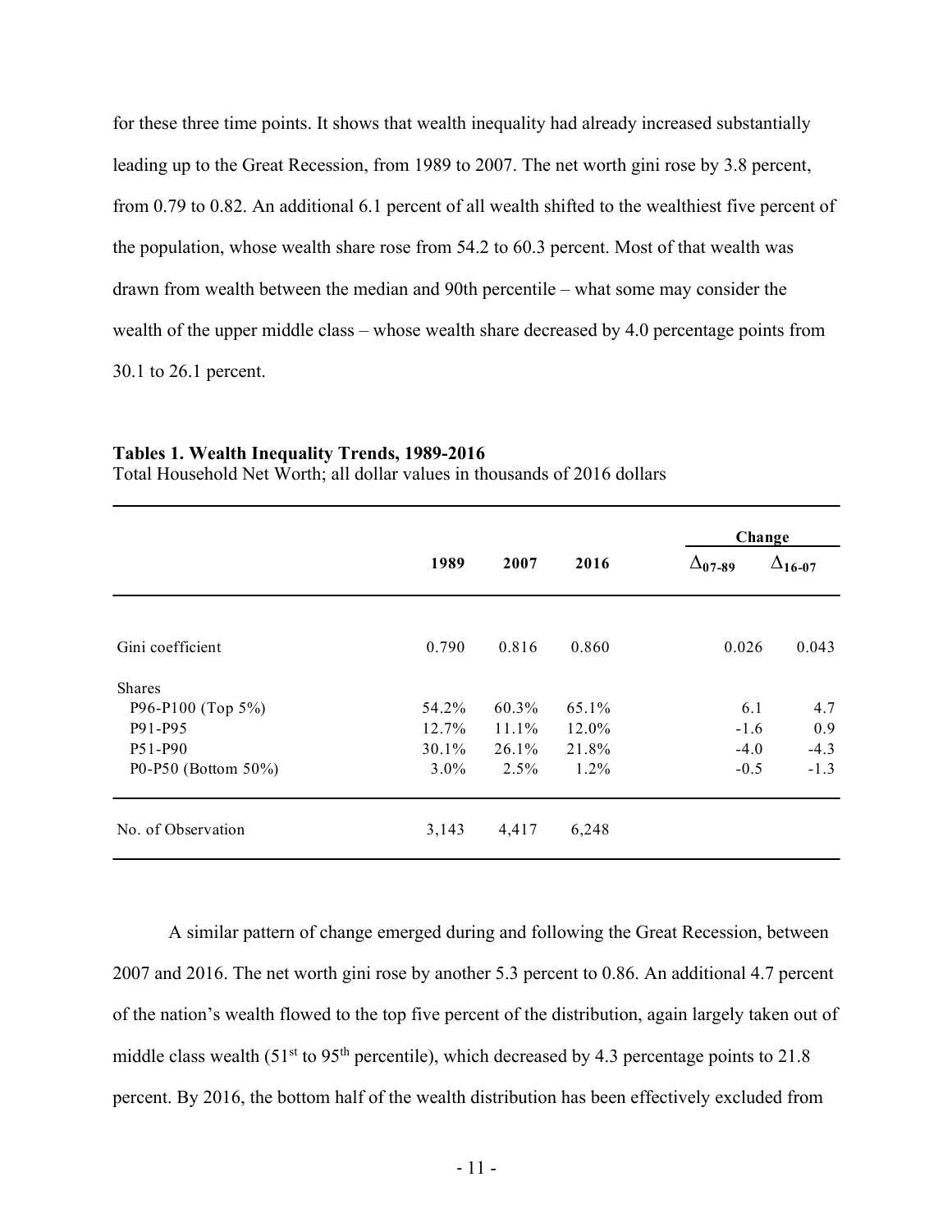for these three time points. It shows that wealth inequality had already increased substantially leading up to the Great Recession, from 1989 to 2007. The net worth gini rose by 3.8 percent, from 0.79 to 0.82. An additional 6.1 percent of all wealth shifted to the wealthiest five percent of the population, whose wealth share rose from 54.2 to 60.3 percent. Most of that wealth was drawn from wealth between the median and 90th percentile – what some may consider the wealth of the upper middle class – whose wealth share decreased by 4.0 percentage points from 30.1 to 26.1 percent.

**Tables 1. Wealth Inequality Trends, 1989-2016**

Total Household Net Worth; all dollar values in thousands of 2016 dollars

| | 1989 | 2007 | 2016 | Change $\Delta_{07\text{-}89}$ | Change $\Delta_{16\text{-}07}$ |
|---|---|---|---|---|---|
| Gini coefficient | 0.790 | 0.816 | 0.860 | 0.026 | 0.043 |
| Shares | | | | | |
| P96-P100 (Top 5%) | 54.2% | 60.3% | 65.1% | 6.1 | 4.7 |
| P91-P95 | 12.7% | 11.1% | 12.0% | -1.6 | 0.9 |
| P51-P90 | 30.1% | 26.1% | 21.8% | -4.0 | -4.3 |
| P0-P50 (Bottom 50%) | 3.0% | 2.5% | 1.2% | -0.5 | -1.3 |
| No. of Observation | 3,143 | 4,417 | 6,248 | | |

A similar pattern of change emerged during and following the Great Recession, between 2007 and 2016. The net worth gini rose by another 5.3 percent to 0.86. An additional 4.7 percent of the nation's wealth flowed to the top five percent of the distribution, again largely taken out of middle class wealth (51st to 95th percentile), which decreased by 4.3 percentage points to 21.8 percent. By 2016, the bottom half of the wealth distribution has been effectively excluded from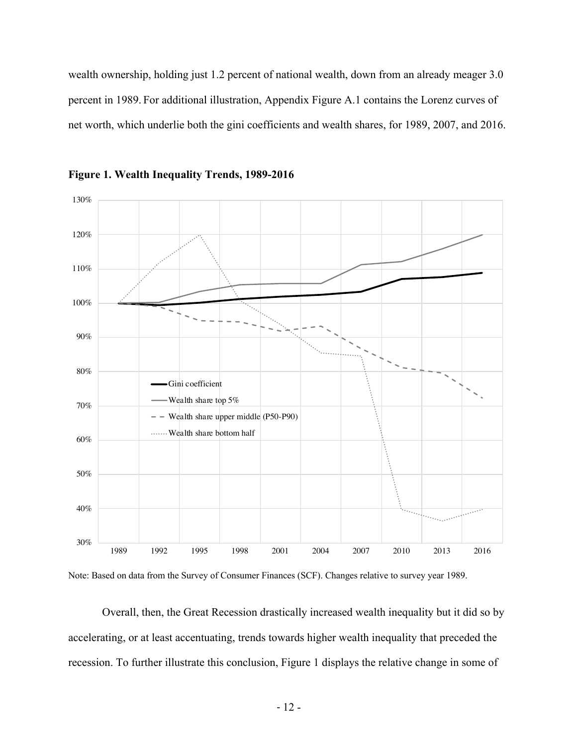wealth ownership, holding just 1.2 percent of national wealth, down from an already meager 3.0 percent in 1989. For additional illustration, Appendix Figure A.1 contains the Lorenz curves of net worth, which underlie both the gini coefficients and wealth shares, for 1989, 2007, and 2016.

**Figure 1. Wealth Inequality Trends, 1989-2016**

Note: Based on data from the Survey of Consumer Finances (SCF). Changes relative to survey year 1989.

Overall, then, the Great Recession drastically increased wealth inequality but it did so by accelerating, or at least accentuating, trends towards higher wealth inequality that preceded the recession. To further illustrate this conclusion, Figure 1 displays the relative change in some of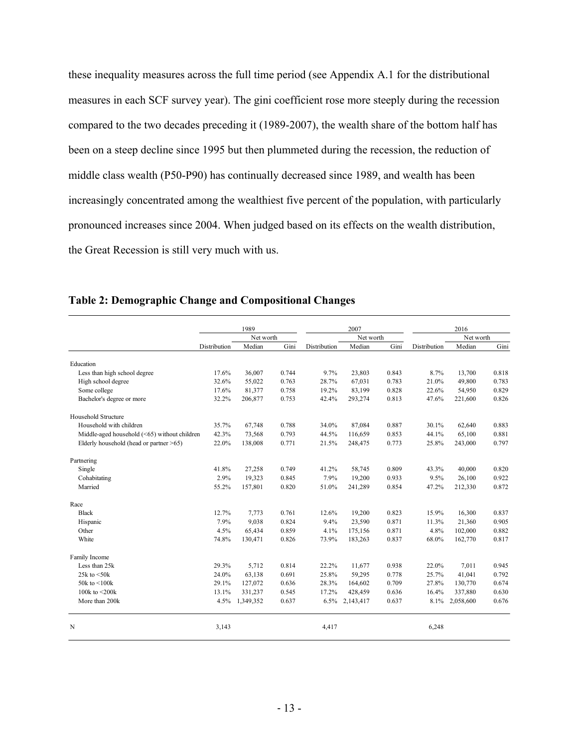these inequality measures across the full time period (see Appendix A.1 for the distributional measures in each SCF survey year). The gini coefficient rose more steeply during the recession compared to the two decades preceding it (1989-2007), the wealth share of the bottom half has been on a steep decline since 1995 but then plummeted during the recession, the reduction of middle class wealth (P50-P90) has continually decreased since 1989, and wealth has been increasingly concentrated among the wealthiest five percent of the population, with particularly pronounced increases since 2004. When judged based on its effects on the wealth distribution, the Great Recession is still very much with us.

**Table 2: Demographic Change and Compositional Changes**

| | 1989 | | | 2007 | | | 2016 | | |
|---|---|---|---|---|---|---|---|---|---|
| | | Net worth | | | Net worth | | | Net worth | |
| | Distribution | Median | Gini | Distribution | Median | Gini | Distribution | Median | Gini |
| Education | | | | | | | | | |
| Less than high school degree | 17.6% | 36,007 | 0.744 | 9.7% | 23,803 | 0.843 | 8.7% | 13,700 | 0.818 |
| High school degree | 32.6% | 55,022 | 0.763 | 28.7% | 67,031 | 0.783 | 21.0% | 49,800 | 0.783 |
| Some college | 17.6% | 81,377 | 0.758 | 19.2% | 83,199 | 0.828 | 22.6% | 54,950 | 0.829 |
| Bachelor's degree or more | 32.2% | 206,877 | 0.753 | 42.4% | 293,274 | 0.813 | 47.6% | 221,600 | 0.826 |
| Household Structure | | | | | | | | | |
| Household with children | 35.7% | 67,748 | 0.788 | 34.0% | 87,084 | 0.887 | 30.1% | 62,640 | 0.883 |
| Middle-aged household (<65) without children | 42.3% | 73,568 | 0.793 | 44.5% | 116,659 | 0.853 | 44.1% | 65,100 | 0.881 |
| Elderly household (head or partner >65) | 22.0% | 138,008 | 0.771 | 21.5% | 248,475 | 0.773 | 25.8% | 243,000 | 0.797 |
| Partnering | | | | | | | | | |
| Single | 41.8% | 27,258 | 0.749 | 41.2% | 58,745 | 0.809 | 43.3% | 40,000 | 0.820 |
| Cohabitating | 2.9% | 19,323 | 0.845 | 7.9% | 19,200 | 0.933 | 9.5% | 26,100 | 0.922 |
| Married | 55.2% | 157,801 | 0.820 | 51.0% | 241,289 | 0.854 | 47.2% | 212,330 | 0.872 |
| Race | | | | | | | | | |
| Black | 12.7% | 7,773 | 0.761 | 12.6% | 19,200 | 0.823 | 15.9% | 16,300 | 0.837 |
| Hispanic | 7.9% | 9,038 | 0.824 | 9.4% | 23,590 | 0.871 | 11.3% | 21,360 | 0.905 |
| Other | 4.5% | 65,434 | 0.859 | 4.1% | 175,156 | 0.871 | 4.8% | 102,000 | 0.882 |
| White | 74.8% | 130,471 | 0.826 | 73.9% | 183,263 | 0.837 | 68.0% | 162,770 | 0.817 |
| Family Income | | | | | | | | | |
| Less than 25k | 29.3% | 5,712 | 0.814 | 22.2% | 11,677 | 0.938 | 22.0% | 7,011 | 0.945 |
| 25k to <50k | 24.0% | 63,138 | 0.691 | 25.8% | 59,295 | 0.778 | 25.7% | 41,041 | 0.792 |
| 50k to <100k | 29.1% | 127,072 | 0.636 | 28.3% | 164,602 | 0.709 | 27.8% | 130,770 | 0.674 |
| 100k to <200k | 13.1% | 331,237 | 0.545 | 17.2% | 428,459 | 0.636 | 16.4% | 337,880 | 0.630 |
| More than 200k | 4.5% | 1,349,352 | 0.637 | 6.5% | 2,143,417 | 0.637 | 8.1% | 2,058,600 | 0.676 |
| N | 3,143 | | | 4,417 | | | 6,248 | | |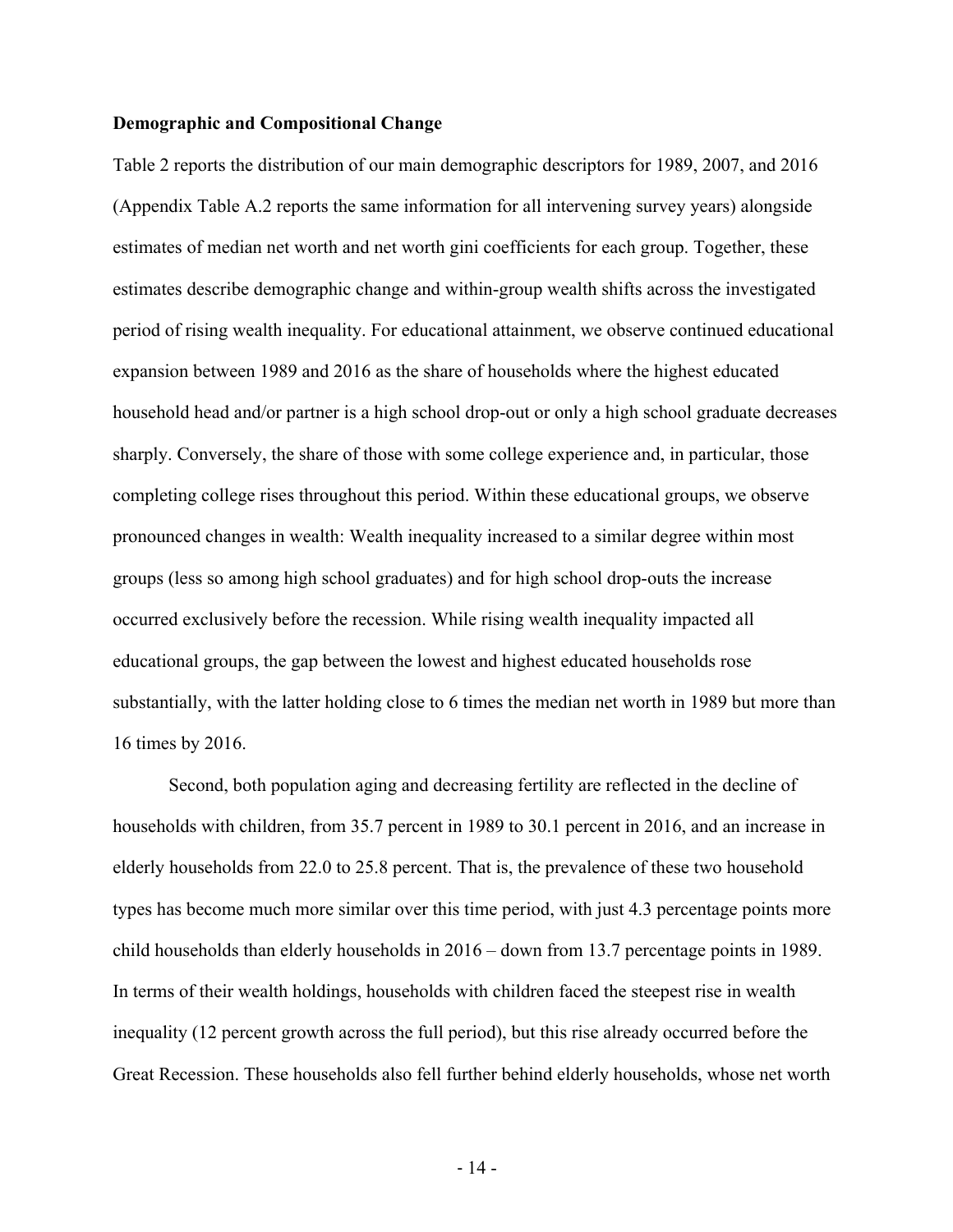**Demographic and Compositional Change**

Table 2 reports the distribution of our main demographic descriptors for 1989, 2007, and 2016 (Appendix Table A.2 reports the same information for all intervening survey years) alongside estimates of median net worth and net worth gini coefficients for each group. Together, these estimates describe demographic change and within-group wealth shifts across the investigated period of rising wealth inequality. For educational attainment, we observe continued educational expansion between 1989 and 2016 as the share of households where the highest educated household head and/or partner is a high school drop-out or only a high school graduate decreases sharply. Conversely, the share of those with some college experience and, in particular, those completing college rises throughout this period. Within these educational groups, we observe pronounced changes in wealth: Wealth inequality increased to a similar degree within most groups (less so among high school graduates) and for high school drop-outs the increase occurred exclusively before the recession. While rising wealth inequality impacted all educational groups, the gap between the lowest and highest educated households rose substantially, with the latter holding close to 6 times the median net worth in 1989 but more than 16 times by 2016.

Second, both population aging and decreasing fertility are reflected in the decline of households with children, from 35.7 percent in 1989 to 30.1 percent in 2016, and an increase in elderly households from 22.0 to 25.8 percent. That is, the prevalence of these two household types has become much more similar over this time period, with just 4.3 percentage points more child households than elderly households in 2016 – down from 13.7 percentage points in 1989. In terms of their wealth holdings, households with children faced the steepest rise in wealth inequality (12 percent growth across the full period), but this rise already occurred before the Great Recession. These households also fell further behind elderly households, whose net worth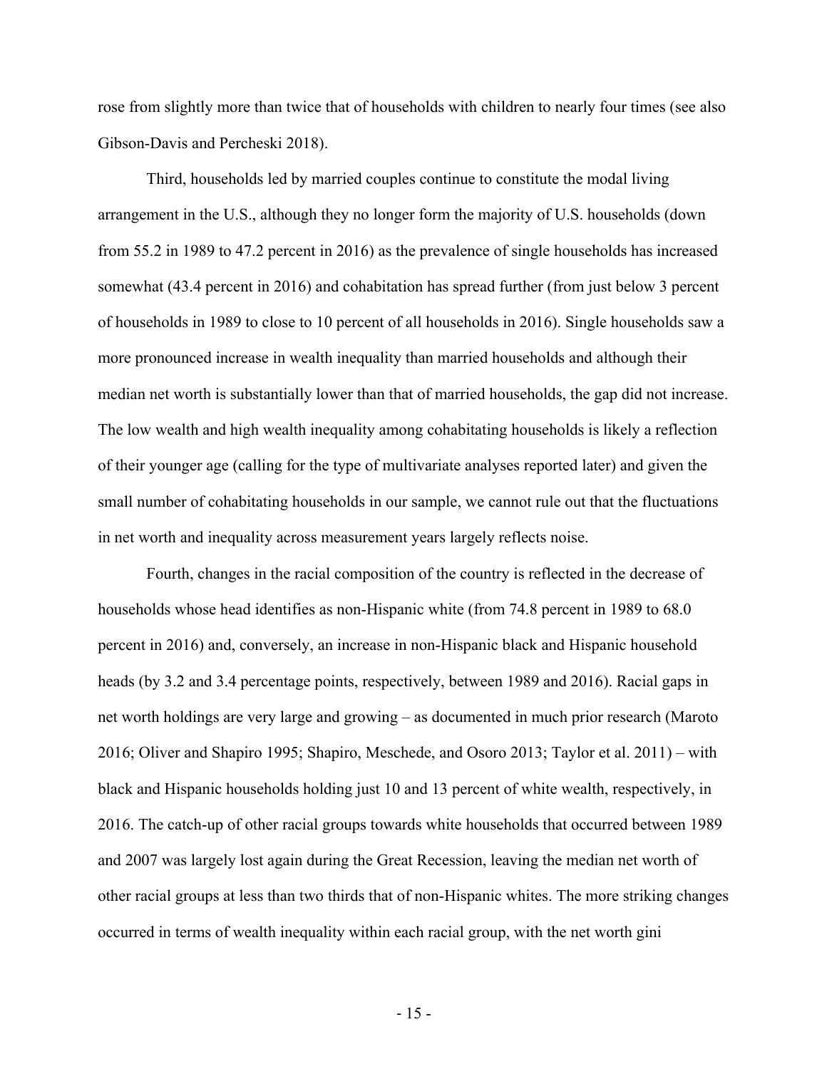rose from slightly more than twice that of households with children to nearly four times (see also Gibson-Davis and Percheski 2018).

Third, households led by married couples continue to constitute the modal living arrangement in the U.S., although they no longer form the majority of U.S. households (down from 55.2 in 1989 to 47.2 percent in 2016) as the prevalence of single households has increased somewhat (43.4 percent in 2016) and cohabitation has spread further (from just below 3 percent of households in 1989 to close to 10 percent of all households in 2016). Single households saw a more pronounced increase in wealth inequality than married households and although their median net worth is substantially lower than that of married households, the gap did not increase. The low wealth and high wealth inequality among cohabitating households is likely a reflection of their younger age (calling for the type of multivariate analyses reported later) and given the small number of cohabitating households in our sample, we cannot rule out that the fluctuations in net worth and inequality across measurement years largely reflects noise.

Fourth, changes in the racial composition of the country is reflected in the decrease of households whose head identifies as non-Hispanic white (from 74.8 percent in 1989 to 68.0 percent in 2016) and, conversely, an increase in non-Hispanic black and Hispanic household heads (by 3.2 and 3.4 percentage points, respectively, between 1989 and 2016). Racial gaps in net worth holdings are very large and growing – as documented in much prior research (Maroto 2016; Oliver and Shapiro 1995; Shapiro, Meschede, and Osoro 2013; Taylor et al. 2011) – with black and Hispanic households holding just 10 and 13 percent of white wealth, respectively, in 2016. The catch-up of other racial groups towards white households that occurred between 1989 and 2007 was largely lost again during the Great Recession, leaving the median net worth of other racial groups at less than two thirds that of non-Hispanic whites. The more striking changes occurred in terms of wealth inequality within each racial group, with the net worth gini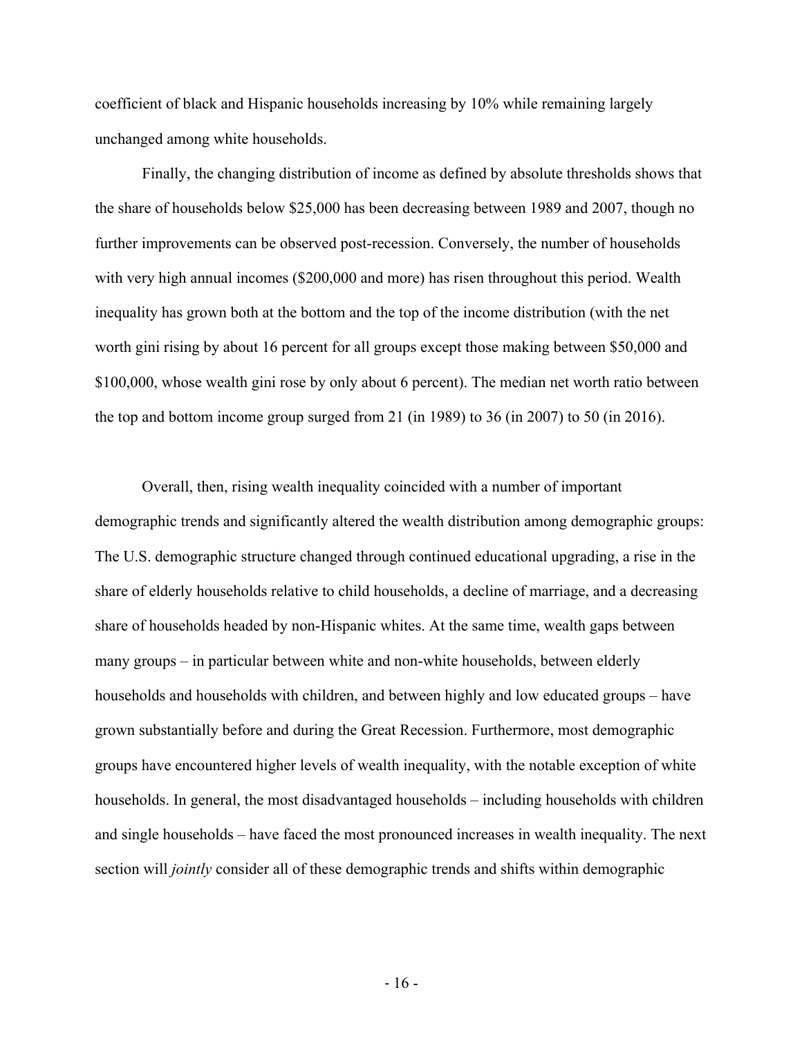coefficient of black and Hispanic households increasing by 10% while remaining largely unchanged among white households.

Finally, the changing distribution of income as defined by absolute thresholds shows that the share of households below $25,000 has been decreasing between 1989 and 2007, though no further improvements can be observed post-recession. Conversely, the number of households with very high annual incomes ($200,000 and more) has risen throughout this period. Wealth inequality has grown both at the bottom and the top of the income distribution (with the net worth gini rising by about 16 percent for all groups except those making between $50,000 and $100,000, whose wealth gini rose by only about 6 percent). The median net worth ratio between the top and bottom income group surged from 21 (in 1989) to 36 (in 2007) to 50 (in 2016).

Overall, then, rising wealth inequality coincided with a number of important demographic trends and significantly altered the wealth distribution among demographic groups: The U.S. demographic structure changed through continued educational upgrading, a rise in the share of elderly households relative to child households, a decline of marriage, and a decreasing share of households headed by non-Hispanic whites. At the same time, wealth gaps between many groups – in particular between white and non-white households, between elderly households and households with children, and between highly and low educated groups – have grown substantially before and during the Great Recession. Furthermore, most demographic groups have encountered higher levels of wealth inequality, with the notable exception of white households. In general, the most disadvantaged households – including households with children and single households – have faced the most pronounced increases in wealth inequality. The next section will *jointly* consider all of these demographic trends and shifts within demographic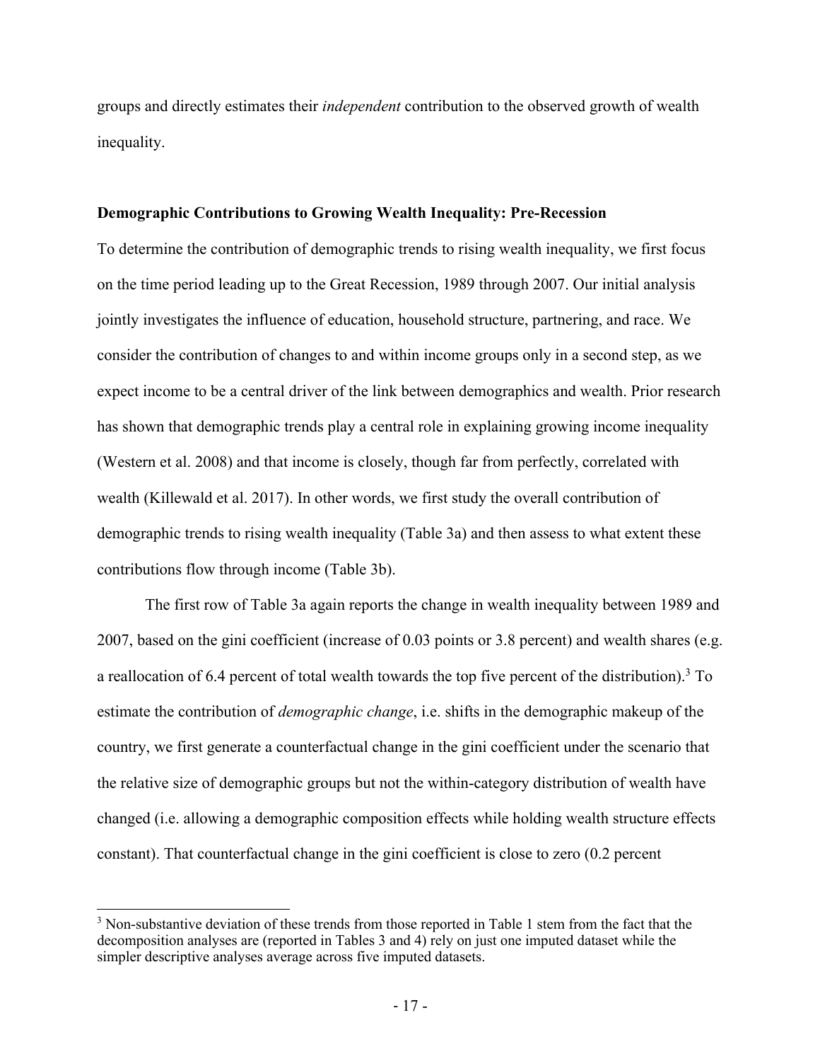groups and directly estimates their *independent* contribution to the observed growth of wealth inequality.

**Demographic Contributions to Growing Wealth Inequality: Pre-Recession**

To determine the contribution of demographic trends to rising wealth inequality, we first focus on the time period leading up to the Great Recession, 1989 through 2007. Our initial analysis jointly investigates the influence of education, household structure, partnering, and race. We consider the contribution of changes to and within income groups only in a second step, as we expect income to be a central driver of the link between demographics and wealth. Prior research has shown that demographic trends play a central role in explaining growing income inequality (Western et al. 2008) and that income is closely, though far from perfectly, correlated with wealth (Killewald et al. 2017). In other words, we first study the overall contribution of demographic trends to rising wealth inequality (Table 3a) and then assess to what extent these contributions flow through income (Table 3b).

The first row of Table 3a again reports the change in wealth inequality between 1989 and 2007, based on the gini coefficient (increase of 0.03 points or 3.8 percent) and wealth shares (e.g. a reallocation of 6.4 percent of total wealth towards the top five percent of the distribution).[3] To estimate the contribution of *demographic change*, i.e. shifts in the demographic makeup of the country, we first generate a counterfactual change in the gini coefficient under the scenario that the relative size of demographic groups but not the within-category distribution of wealth have changed (i.e. allowing a demographic composition effects while holding wealth structure effects constant). That counterfactual change in the gini coefficient is close to zero (0.2 percent

[3] Non-substantive deviation of these trends from those reported in Table 1 stem from the fact that the decomposition analyses are (reported in Tables 3 and 4) rely on just one imputed dataset while the simpler descriptive analyses average across five imputed datasets.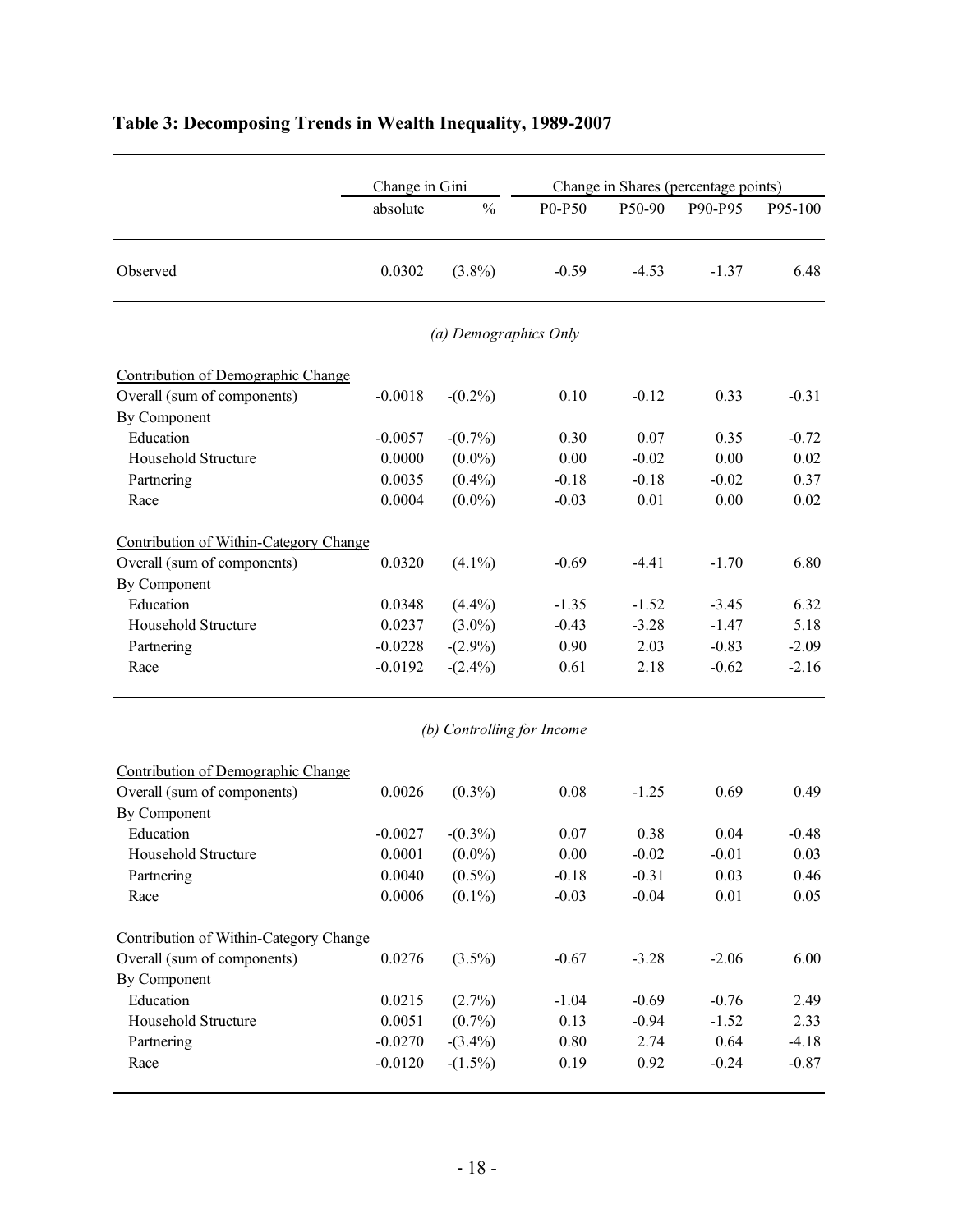### Table 3: Decomposing Trends in Wealth Inequality, 1989-2007

| | Change in Gini | | Change in Shares (percentage points) | | | |
|---|---|---|---|---|---|---|
| | absolute | % | P0-P50 | P50-90 | P90-P95 | P95-100 |
| Observed | 0.0302 | (3.8%) | -0.59 | -4.53 | -1.37 | 6.48 |
| *(a) Demographics Only* | | | | | | |
| Contribution of Demographic Change | | | | | | |
| Overall (sum of components) | -0.0018 | -(0.2%) | 0.10 | -0.12 | 0.33 | -0.31 |
| By Component | | | | | | |
| Education | -0.0057 | -(0.7%) | 0.30 | 0.07 | 0.35 | -0.72 |
| Household Structure | 0.0000 | (0.0%) | 0.00 | -0.02 | 0.00 | 0.02 |
| Partnering | 0.0035 | (0.4%) | -0.18 | -0.18 | -0.02 | 0.37 |
| Race | 0.0004 | (0.0%) | -0.03 | 0.01 | 0.00 | 0.02 |
| Contribution of Within-Category Change | | | | | | |
| Overall (sum of components) | 0.0320 | (4.1%) | -0.69 | -4.41 | -1.70 | 6.80 |
| By Component | | | | | | |
| Education | 0.0348 | (4.4%) | -1.35 | -1.52 | -3.45 | 6.32 |
| Household Structure | 0.0237 | (3.0%) | -0.43 | -3.28 | -1.47 | 5.18 |
| Partnering | -0.0228 | -(2.9%) | 0.90 | 2.03 | -0.83 | -2.09 |
| Race | -0.0192 | -(2.4%) | 0.61 | 2.18 | -0.62 | -2.16 |
| *(b) Controlling for Income* | | | | | | |
| Contribution of Demographic Change | | | | | | |
| Overall (sum of components) | 0.0026 | (0.3%) | 0.08 | -1.25 | 0.69 | 0.49 |
| By Component | | | | | | |
| Education | -0.0027 | -(0.3%) | 0.07 | 0.38 | 0.04 | -0.48 |
| Household Structure | 0.0001 | (0.0%) | 0.00 | -0.02 | -0.01 | 0.03 |
| Partnering | 0.0040 | (0.5%) | -0.18 | -0.31 | 0.03 | 0.46 |
| Race | 0.0006 | (0.1%) | -0.03 | -0.04 | 0.01 | 0.05 |
| Contribution of Within-Category Change | | | | | | |
| Overall (sum of components) | 0.0276 | (3.5%) | -0.67 | -3.28 | -2.06 | 6.00 |
| By Component | | | | | | |
| Education | 0.0215 | (2.7%) | -1.04 | -0.69 | -0.76 | 2.49 |
| Household Structure | 0.0051 | (0.7%) | 0.13 | -0.94 | -1.52 | 2.33 |
| Partnering | -0.0270 | -(3.4%) | 0.80 | 2.74 | 0.64 | -4.18 |
| Race | -0.0120 | -(1.5%) | 0.19 | 0.92 | -0.24 | -0.87 |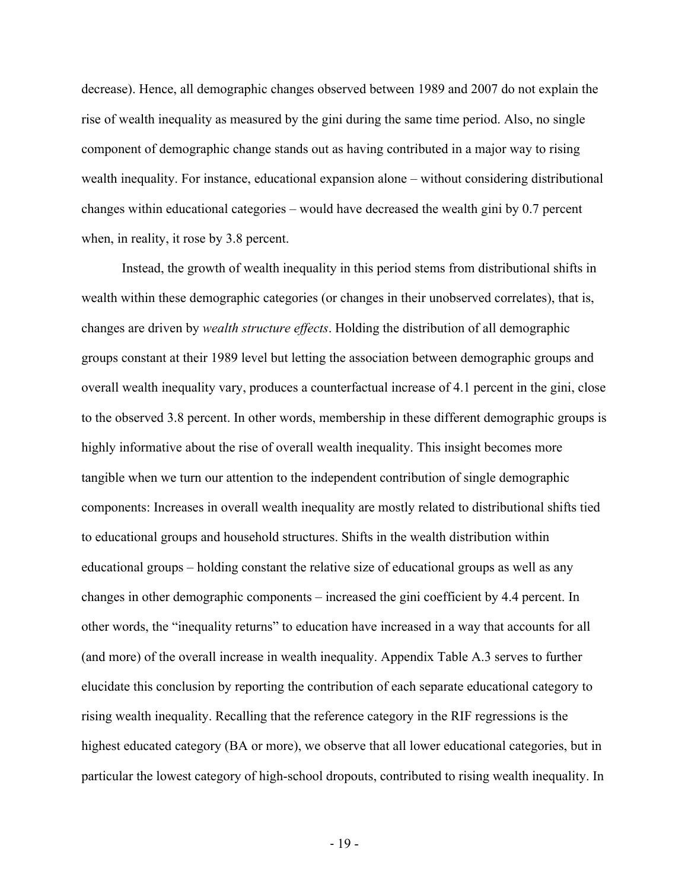decrease). Hence, all demographic changes observed between 1989 and 2007 do not explain the rise of wealth inequality as measured by the gini during the same time period. Also, no single component of demographic change stands out as having contributed in a major way to rising wealth inequality. For instance, educational expansion alone – without considering distributional changes within educational categories – would have decreased the wealth gini by 0.7 percent when, in reality, it rose by 3.8 percent.

Instead, the growth of wealth inequality in this period stems from distributional shifts in wealth within these demographic categories (or changes in their unobserved correlates), that is, changes are driven by *wealth structure effects*. Holding the distribution of all demographic groups constant at their 1989 level but letting the association between demographic groups and overall wealth inequality vary, produces a counterfactual increase of 4.1 percent in the gini, close to the observed 3.8 percent. In other words, membership in these different demographic groups is highly informative about the rise of overall wealth inequality. This insight becomes more tangible when we turn our attention to the independent contribution of single demographic components: Increases in overall wealth inequality are mostly related to distributional shifts tied to educational groups and household structures. Shifts in the wealth distribution within educational groups – holding constant the relative size of educational groups as well as any changes in other demographic components – increased the gini coefficient by 4.4 percent. In other words, the "inequality returns" to education have increased in a way that accounts for all (and more) of the overall increase in wealth inequality. Appendix Table A.3 serves to further elucidate this conclusion by reporting the contribution of each separate educational category to rising wealth inequality. Recalling that the reference category in the RIF regressions is the highest educated category (BA or more), we observe that all lower educational categories, but in particular the lowest category of high-school dropouts, contributed to rising wealth inequality. In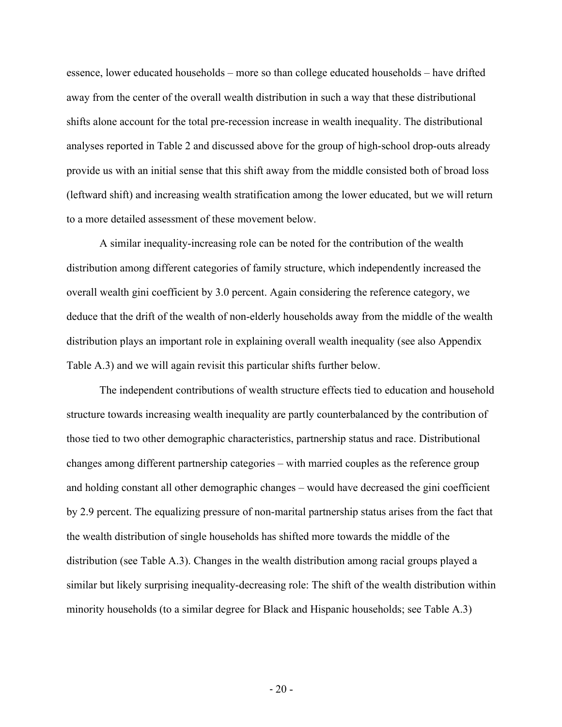essence, lower educated households – more so than college educated households – have drifted away from the center of the overall wealth distribution in such a way that these distributional shifts alone account for the total pre-recession increase in wealth inequality. The distributional analyses reported in Table 2 and discussed above for the group of high-school drop-outs already provide us with an initial sense that this shift away from the middle consisted both of broad loss (leftward shift) and increasing wealth stratification among the lower educated, but we will return to a more detailed assessment of these movement below.

A similar inequality-increasing role can be noted for the contribution of the wealth distribution among different categories of family structure, which independently increased the overall wealth gini coefficient by 3.0 percent. Again considering the reference category, we deduce that the drift of the wealth of non-elderly households away from the middle of the wealth distribution plays an important role in explaining overall wealth inequality (see also Appendix Table A.3) and we will again revisit this particular shifts further below.

The independent contributions of wealth structure effects tied to education and household structure towards increasing wealth inequality are partly counterbalanced by the contribution of those tied to two other demographic characteristics, partnership status and race. Distributional changes among different partnership categories – with married couples as the reference group and holding constant all other demographic changes – would have decreased the gini coefficient by 2.9 percent. The equalizing pressure of non-marital partnership status arises from the fact that the wealth distribution of single households has shifted more towards the middle of the distribution (see Table A.3). Changes in the wealth distribution among racial groups played a similar but likely surprising inequality-decreasing role: The shift of the wealth distribution within minority households (to a similar degree for Black and Hispanic households; see Table A.3)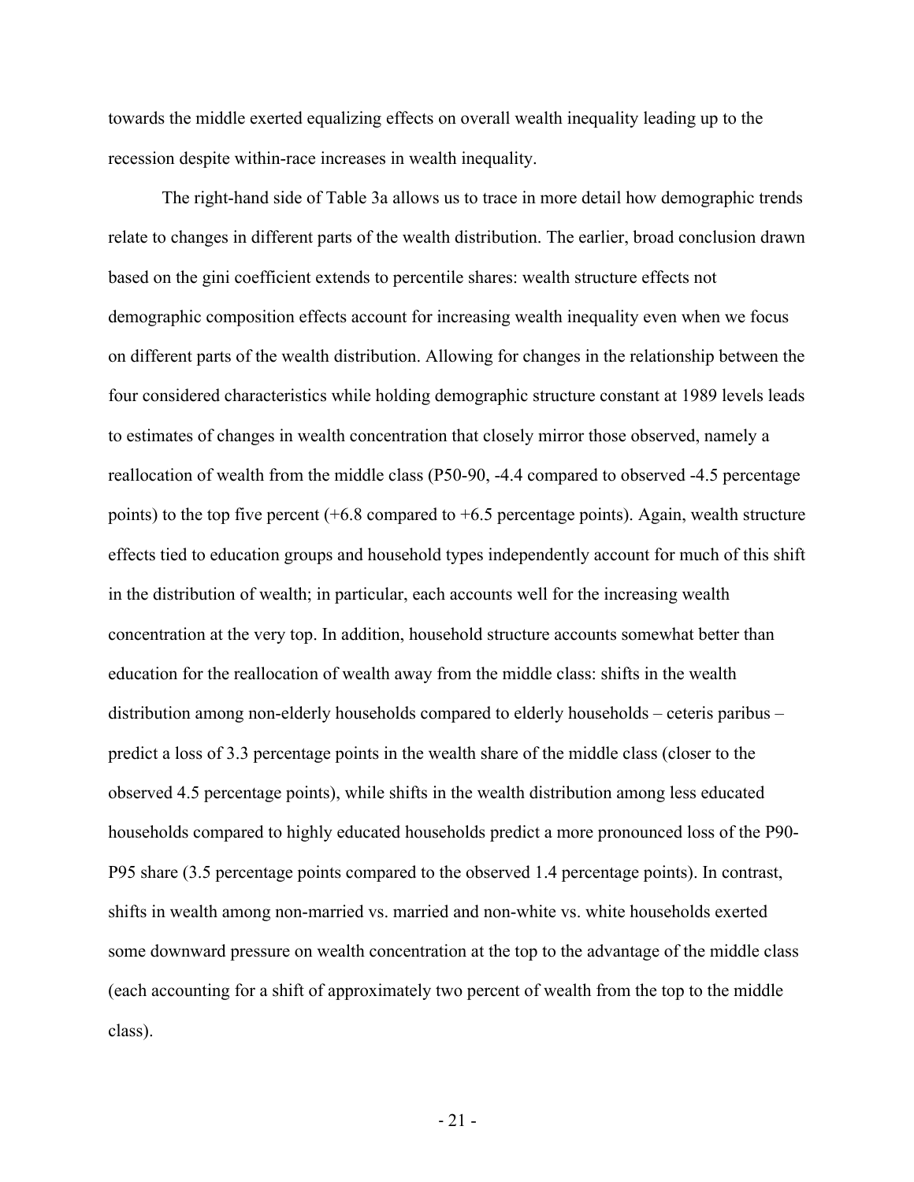towards the middle exerted equalizing effects on overall wealth inequality leading up to the recession despite within-race increases in wealth inequality.

The right-hand side of Table 3a allows us to trace in more detail how demographic trends relate to changes in different parts of the wealth distribution. The earlier, broad conclusion drawn based on the gini coefficient extends to percentile shares: wealth structure effects not demographic composition effects account for increasing wealth inequality even when we focus on different parts of the wealth distribution. Allowing for changes in the relationship between the four considered characteristics while holding demographic structure constant at 1989 levels leads to estimates of changes in wealth concentration that closely mirror those observed, namely a reallocation of wealth from the middle class (P50-90, -4.4 compared to observed -4.5 percentage points) to the top five percent (+6.8 compared to +6.5 percentage points). Again, wealth structure effects tied to education groups and household types independently account for much of this shift in the distribution of wealth; in particular, each accounts well for the increasing wealth concentration at the very top. In addition, household structure accounts somewhat better than education for the reallocation of wealth away from the middle class: shifts in the wealth distribution among non-elderly households compared to elderly households – ceteris paribus – predict a loss of 3.3 percentage points in the wealth share of the middle class (closer to the observed 4.5 percentage points), while shifts in the wealth distribution among less educated households compared to highly educated households predict a more pronounced loss of the P90-P95 share (3.5 percentage points compared to the observed 1.4 percentage points). In contrast, shifts in wealth among non-married vs. married and non-white vs. white households exerted some downward pressure on wealth concentration at the top to the advantage of the middle class (each accounting for a shift of approximately two percent of wealth from the top to the middle class).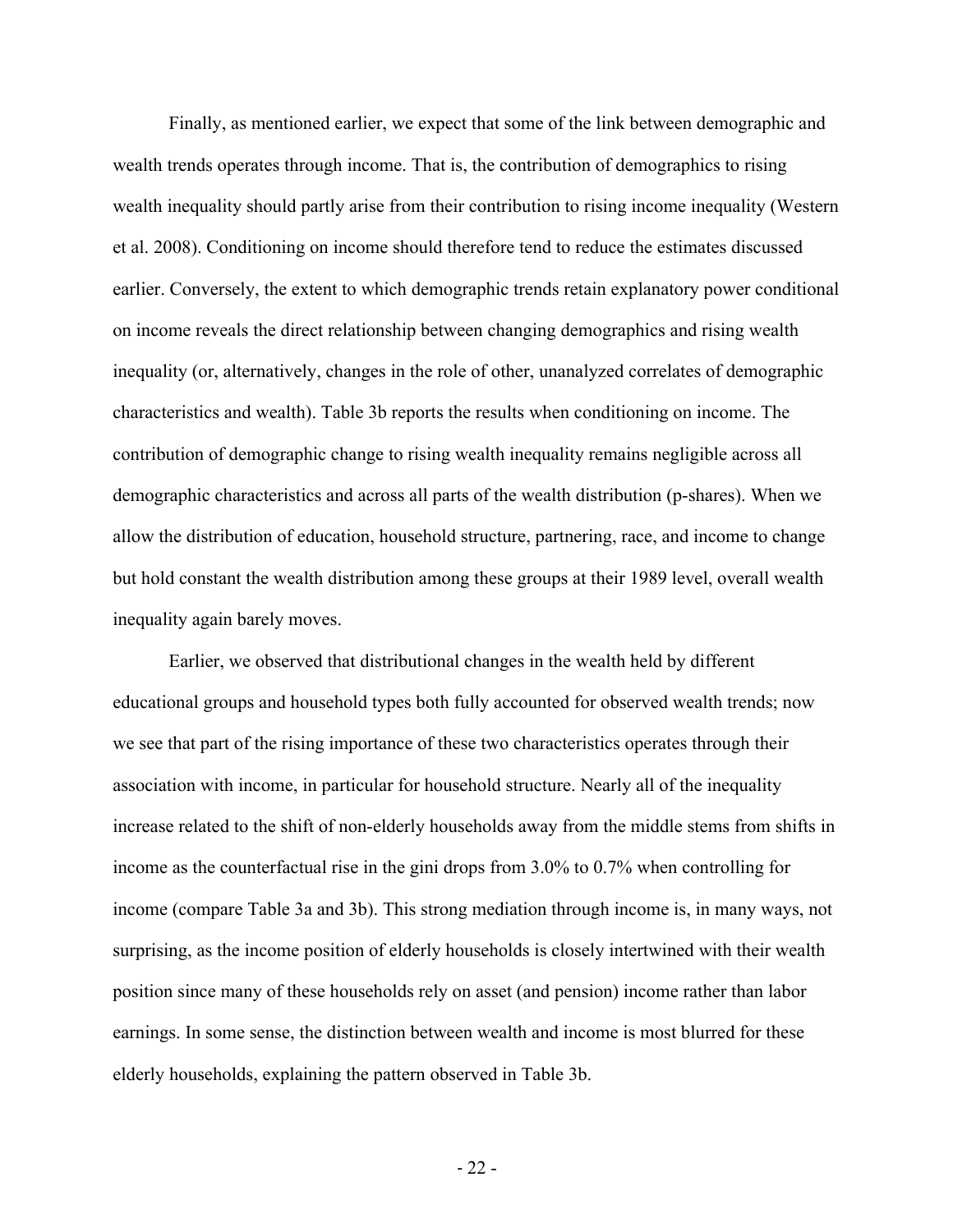Finally, as mentioned earlier, we expect that some of the link between demographic and wealth trends operates through income. That is, the contribution of demographics to rising wealth inequality should partly arise from their contribution to rising income inequality (Western et al. 2008). Conditioning on income should therefore tend to reduce the estimates discussed earlier. Conversely, the extent to which demographic trends retain explanatory power conditional on income reveals the direct relationship between changing demographics and rising wealth inequality (or, alternatively, changes in the role of other, unanalyzed correlates of demographic characteristics and wealth). Table 3b reports the results when conditioning on income. The contribution of demographic change to rising wealth inequality remains negligible across all demographic characteristics and across all parts of the wealth distribution (p-shares). When we allow the distribution of education, household structure, partnering, race, and income to change but hold constant the wealth distribution among these groups at their 1989 level, overall wealth inequality again barely moves.

Earlier, we observed that distributional changes in the wealth held by different educational groups and household types both fully accounted for observed wealth trends; now we see that part of the rising importance of these two characteristics operates through their association with income, in particular for household structure. Nearly all of the inequality increase related to the shift of non-elderly households away from the middle stems from shifts in income as the counterfactual rise in the gini drops from 3.0% to 0.7% when controlling for income (compare Table 3a and 3b). This strong mediation through income is, in many ways, not surprising, as the income position of elderly households is closely intertwined with their wealth position since many of these households rely on asset (and pension) income rather than labor earnings. In some sense, the distinction between wealth and income is most blurred for these elderly households, explaining the pattern observed in Table 3b.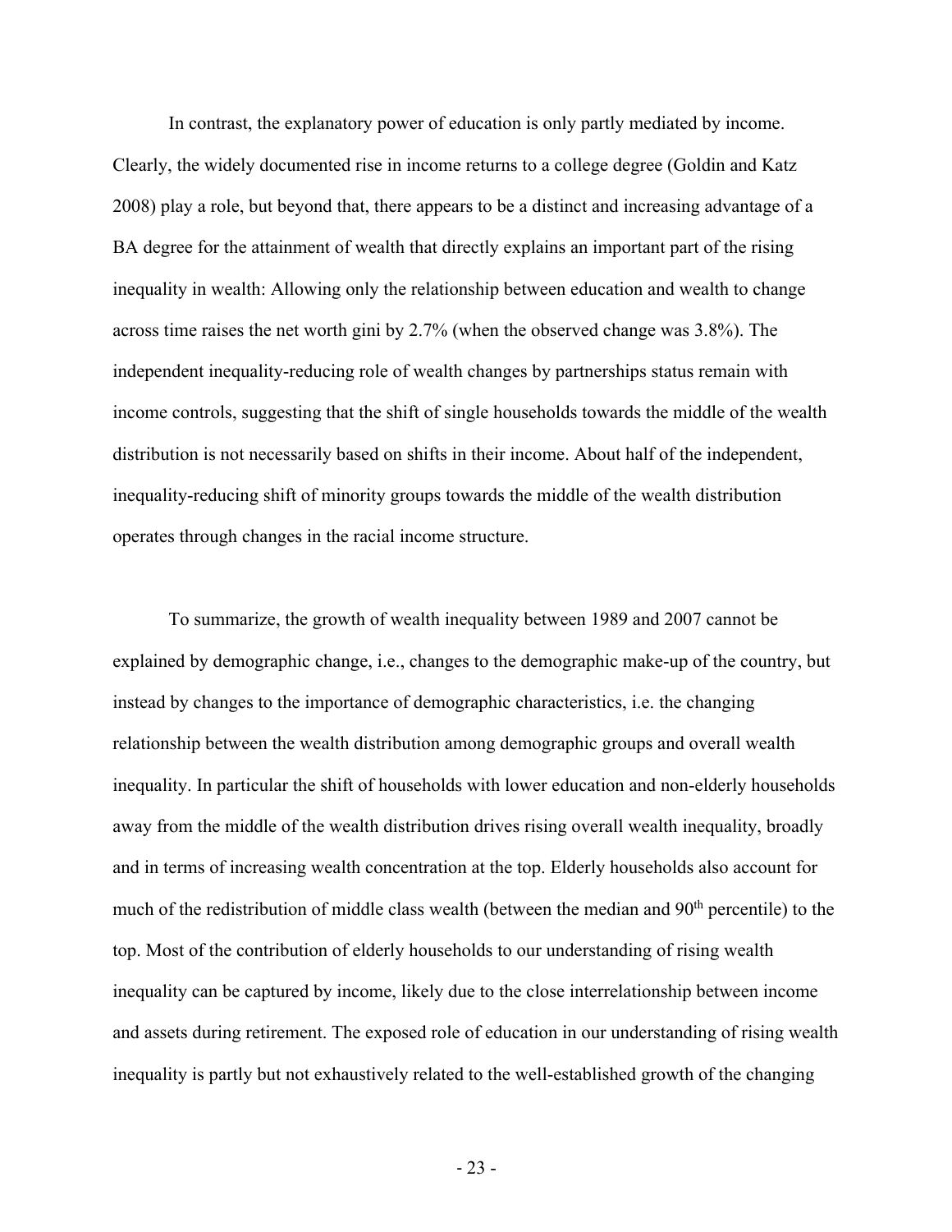In contrast, the explanatory power of education is only partly mediated by income. Clearly, the widely documented rise in income returns to a college degree (Goldin and Katz 2008) play a role, but beyond that, there appears to be a distinct and increasing advantage of a BA degree for the attainment of wealth that directly explains an important part of the rising inequality in wealth: Allowing only the relationship between education and wealth to change across time raises the net worth gini by 2.7% (when the observed change was 3.8%). The independent inequality-reducing role of wealth changes by partnerships status remain with income controls, suggesting that the shift of single households towards the middle of the wealth distribution is not necessarily based on shifts in their income. About half of the independent, inequality-reducing shift of minority groups towards the middle of the wealth distribution operates through changes in the racial income structure.

To summarize, the growth of wealth inequality between 1989 and 2007 cannot be explained by demographic change, i.e., changes to the demographic make-up of the country, but instead by changes to the importance of demographic characteristics, i.e. the changing relationship between the wealth distribution among demographic groups and overall wealth inequality. In particular the shift of households with lower education and non-elderly households away from the middle of the wealth distribution drives rising overall wealth inequality, broadly and in terms of increasing wealth concentration at the top. Elderly households also account for much of the redistribution of middle class wealth (between the median and 90th percentile) to the top. Most of the contribution of elderly households to our understanding of rising wealth inequality can be captured by income, likely due to the close interrelationship between income and assets during retirement. The exposed role of education in our understanding of rising wealth inequality is partly but not exhaustively related to the well-established growth of the changing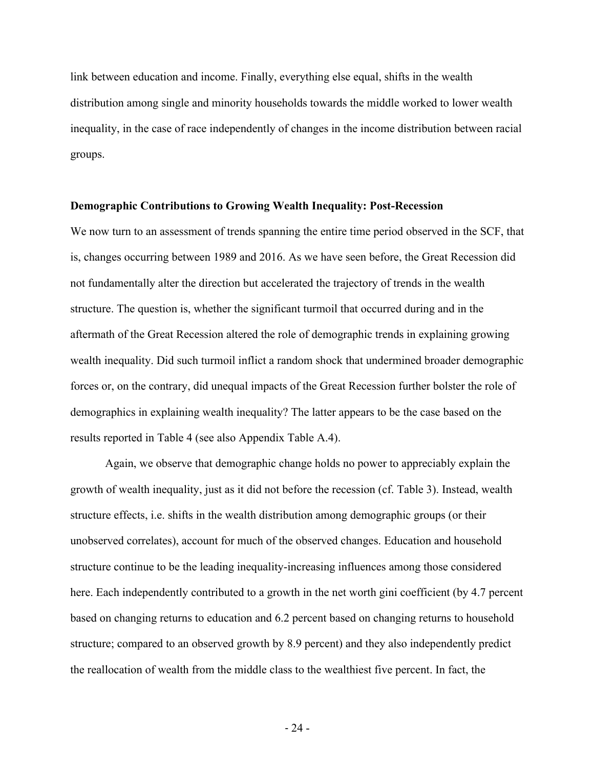link between education and income. Finally, everything else equal, shifts in the wealth distribution among single and minority households towards the middle worked to lower wealth inequality, in the case of race independently of changes in the income distribution between racial groups.

**Demographic Contributions to Growing Wealth Inequality: Post-Recession**

We now turn to an assessment of trends spanning the entire time period observed in the SCF, that is, changes occurring between 1989 and 2016. As we have seen before, the Great Recession did not fundamentally alter the direction but accelerated the trajectory of trends in the wealth structure. The question is, whether the significant turmoil that occurred during and in the aftermath of the Great Recession altered the role of demographic trends in explaining growing wealth inequality. Did such turmoil inflict a random shock that undermined broader demographic forces or, on the contrary, did unequal impacts of the Great Recession further bolster the role of demographics in explaining wealth inequality? The latter appears to be the case based on the results reported in Table 4 (see also Appendix Table A.4).

Again, we observe that demographic change holds no power to appreciably explain the growth of wealth inequality, just as it did not before the recession (cf. Table 3). Instead, wealth structure effects, i.e. shifts in the wealth distribution among demographic groups (or their unobserved correlates), account for much of the observed changes. Education and household structure continue to be the leading inequality-increasing influences among those considered here. Each independently contributed to a growth in the net worth gini coefficient (by 4.7 percent based on changing returns to education and 6.2 percent based on changing returns to household structure; compared to an observed growth by 8.9 percent) and they also independently predict the reallocation of wealth from the middle class to the wealthiest five percent. In fact, the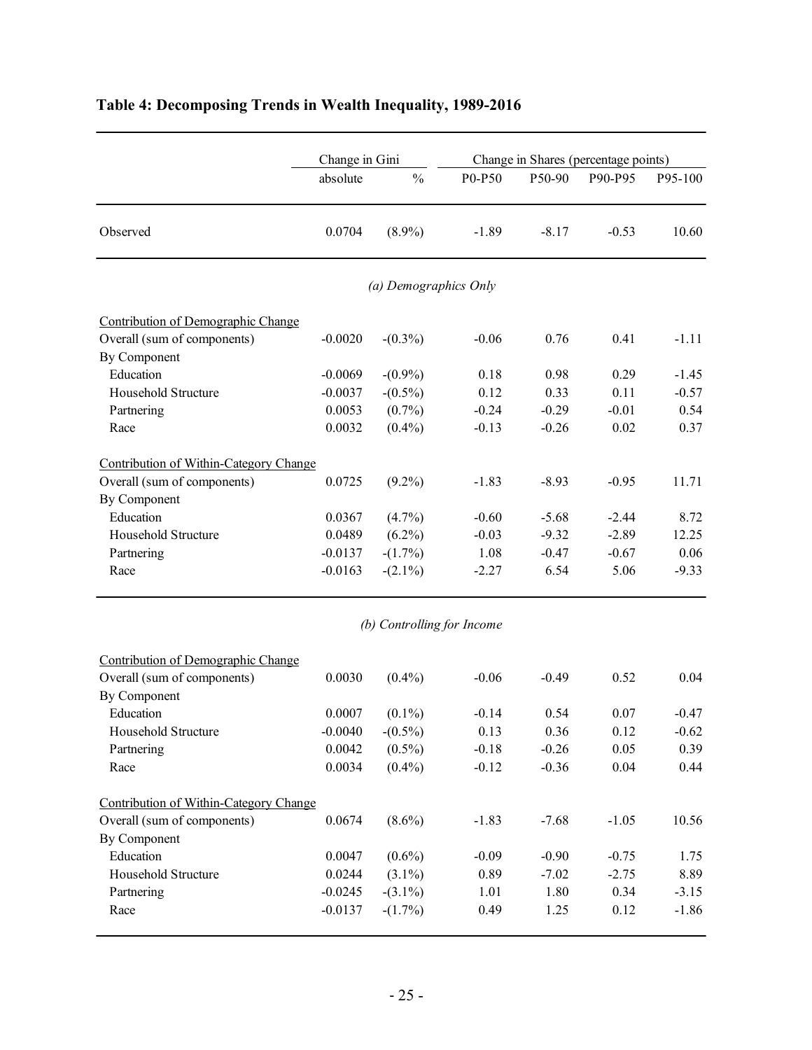# Table 4: Decomposing Trends in Wealth Inequality, 1989-2016

| | Change in Gini | | Change in Shares (percentage points) | | | |
|---|---|---|---|---|---|---|
| | absolute | % | P0-P50 | P50-90 | P90-P95 | P95-100 |
| Observed | 0.0704 | (8.9%) | -1.89 | -8.17 | -0.53 | 10.60 |
| *(a) Demographics Only* | | | | | | |
| Contribution of Demographic Change | | | | | | |
| Overall (sum of components) | -0.0020 | -(0.3%) | -0.06 | 0.76 | 0.41 | -1.11 |
| By Component | | | | | | |
| Education | -0.0069 | -(0.9%) | 0.18 | 0.98 | 0.29 | -1.45 |
| Household Structure | -0.0037 | -(0.5%) | 0.12 | 0.33 | 0.11 | -0.57 |
| Partnering | 0.0053 | (0.7%) | -0.24 | -0.29 | -0.01 | 0.54 |
| Race | 0.0032 | (0.4%) | -0.13 | -0.26 | 0.02 | 0.37 |
| Contribution of Within-Category Change | | | | | | |
| Overall (sum of components) | 0.0725 | (9.2%) | -1.83 | -8.93 | -0.95 | 11.71 |
| By Component | | | | | | |
| Education | 0.0367 | (4.7%) | -0.60 | -5.68 | -2.44 | 8.72 |
| Household Structure | 0.0489 | (6.2%) | -0.03 | -9.32 | -2.89 | 12.25 |
| Partnering | -0.0137 | -(1.7%) | 1.08 | -0.47 | -0.67 | 0.06 |
| Race | -0.0163 | -(2.1%) | -2.27 | 6.54 | 5.06 | -9.33 |
| *(b) Controlling for Income* | | | | | | |
| Contribution of Demographic Change | | | | | | |
| Overall (sum of components) | 0.0030 | (0.4%) | -0.06 | -0.49 | 0.52 | 0.04 |
| By Component | | | | | | |
| Education | 0.0007 | (0.1%) | -0.14 | 0.54 | 0.07 | -0.47 |
| Household Structure | -0.0040 | -(0.5%) | 0.13 | 0.36 | 0.12 | -0.62 |
| Partnering | 0.0042 | (0.5%) | -0.18 | -0.26 | 0.05 | 0.39 |
| Race | 0.0034 | (0.4%) | -0.12 | -0.36 | 0.04 | 0.44 |
| Contribution of Within-Category Change | | | | | | |
| Overall (sum of components) | 0.0674 | (8.6%) | -1.83 | -7.68 | -1.05 | 10.56 |
| By Component | | | | | | |
| Education | 0.0047 | (0.6%) | -0.09 | -0.90 | -0.75 | 1.75 |
| Household Structure | 0.0244 | (3.1%) | 0.89 | -7.02 | -2.75 | 8.89 |
| Partnering | -0.0245 | -(3.1%) | 1.01 | 1.80 | 0.34 | -3.15 |
| Race | -0.0137 | -(1.7%) | 0.49 | 1.25 | 0.12 | -1.86 |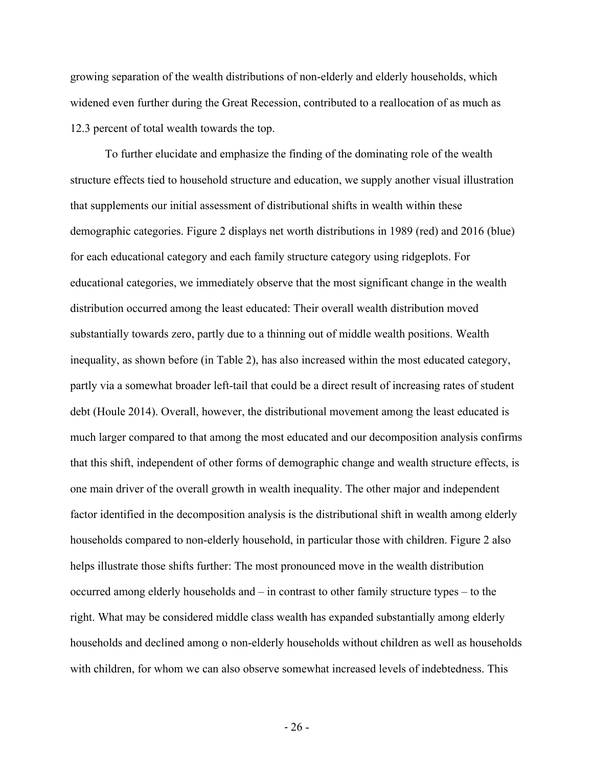growing separation of the wealth distributions of non-elderly and elderly households, which widened even further during the Great Recession, contributed to a reallocation of as much as 12.3 percent of total wealth towards the top.

To further elucidate and emphasize the finding of the dominating role of the wealth structure effects tied to household structure and education, we supply another visual illustration that supplements our initial assessment of distributional shifts in wealth within these demographic categories. Figure 2 displays net worth distributions in 1989 (red) and 2016 (blue) for each educational category and each family structure category using ridgeplots. For educational categories, we immediately observe that the most significant change in the wealth distribution occurred among the least educated: Their overall wealth distribution moved substantially towards zero, partly due to a thinning out of middle wealth positions. Wealth inequality, as shown before (in Table 2), has also increased within the most educated category, partly via a somewhat broader left-tail that could be a direct result of increasing rates of student debt (Houle 2014). Overall, however, the distributional movement among the least educated is much larger compared to that among the most educated and our decomposition analysis confirms that this shift, independent of other forms of demographic change and wealth structure effects, is one main driver of the overall growth in wealth inequality. The other major and independent factor identified in the decomposition analysis is the distributional shift in wealth among elderly households compared to non-elderly household, in particular those with children. Figure 2 also helps illustrate those shifts further: The most pronounced move in the wealth distribution occurred among elderly households and – in contrast to other family structure types – to the right. What may be considered middle class wealth has expanded substantially among elderly households and declined among o non-elderly households without children as well as households with children, for whom we can also observe somewhat increased levels of indebtedness. This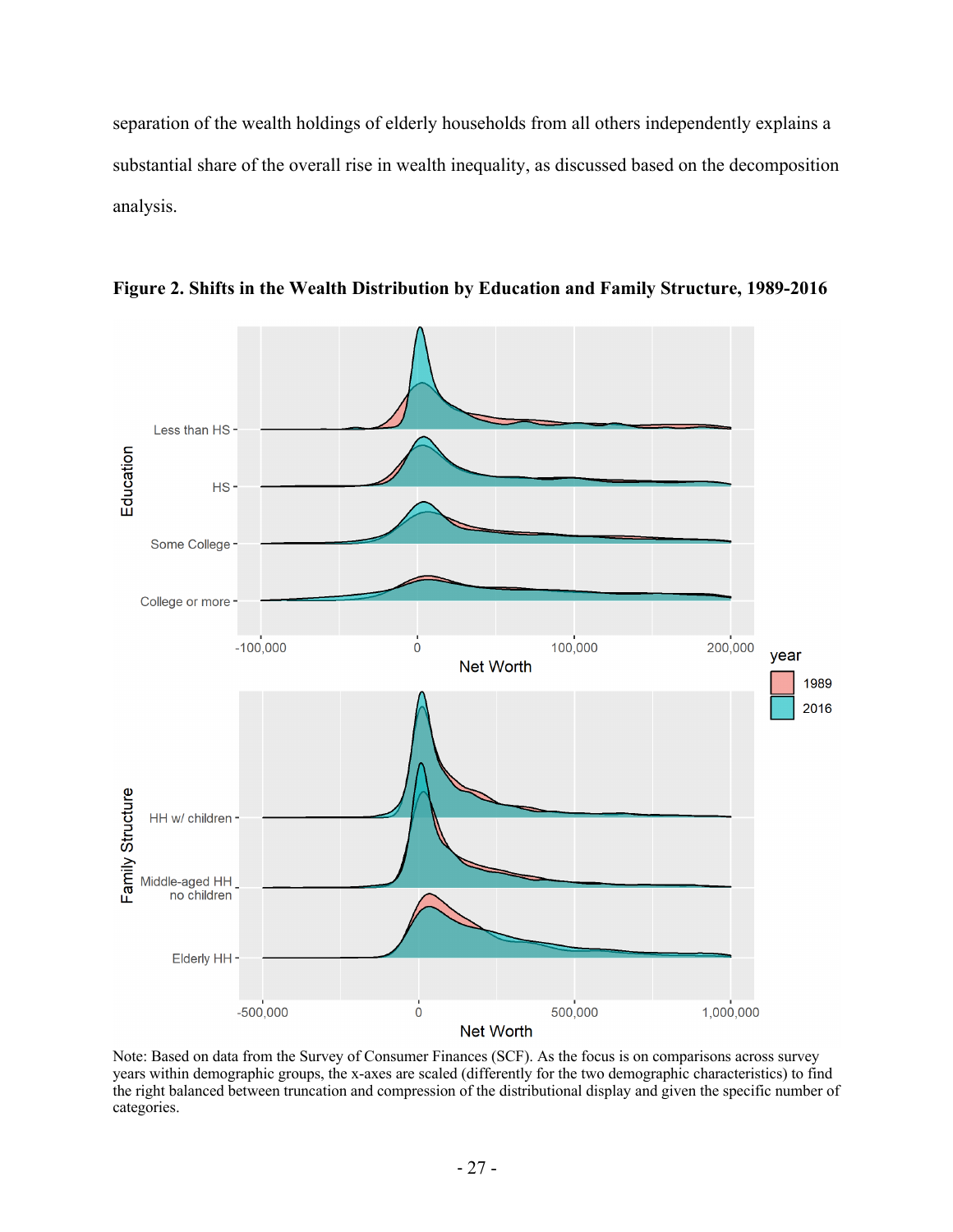separation of the wealth holdings of elderly households from all others independently explains a substantial share of the overall rise in wealth inequality, as discussed based on the decomposition analysis.

**Figure 2. Shifts in the Wealth Distribution by Education and Family Structure, 1989-2016**

Note: Based on data from the Survey of Consumer Finances (SCF). As the focus is on comparisons across survey years within demographic groups, the x-axes are scaled (differently for the two demographic characteristics) to find the right balanced between truncation and compression of the distributional display and given the specific number of categories.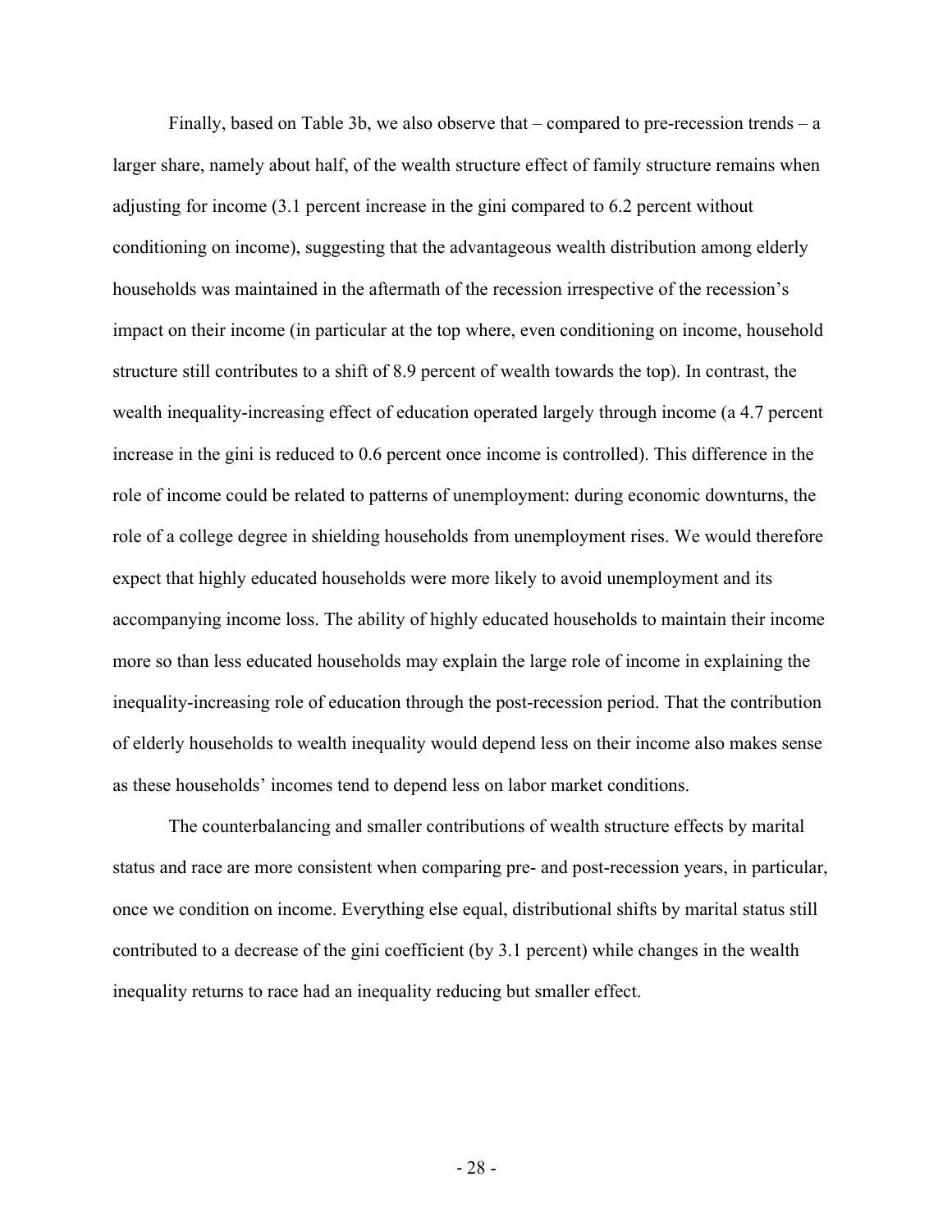Finally, based on Table 3b, we also observe that – compared to pre-recession trends – a larger share, namely about half, of the wealth structure effect of family structure remains when adjusting for income (3.1 percent increase in the gini compared to 6.2 percent without conditioning on income), suggesting that the advantageous wealth distribution among elderly households was maintained in the aftermath of the recession irrespective of the recession's impact on their income (in particular at the top where, even conditioning on income, household structure still contributes to a shift of 8.9 percent of wealth towards the top). In contrast, the wealth inequality-increasing effect of education operated largely through income (a 4.7 percent increase in the gini is reduced to 0.6 percent once income is controlled). This difference in the role of income could be related to patterns of unemployment: during economic downturns, the role of a college degree in shielding households from unemployment rises. We would therefore expect that highly educated households were more likely to avoid unemployment and its accompanying income loss. The ability of highly educated households to maintain their income more so than less educated households may explain the large role of income in explaining the inequality-increasing role of education through the post-recession period. That the contribution of elderly households to wealth inequality would depend less on their income also makes sense as these households' incomes tend to depend less on labor market conditions.

The counterbalancing and smaller contributions of wealth structure effects by marital status and race are more consistent when comparing pre- and post-recession years, in particular, once we condition on income. Everything else equal, distributional shifts by marital status still contributed to a decrease of the gini coefficient (by 3.1 percent) while changes in the wealth inequality returns to race had an inequality reducing but smaller effect.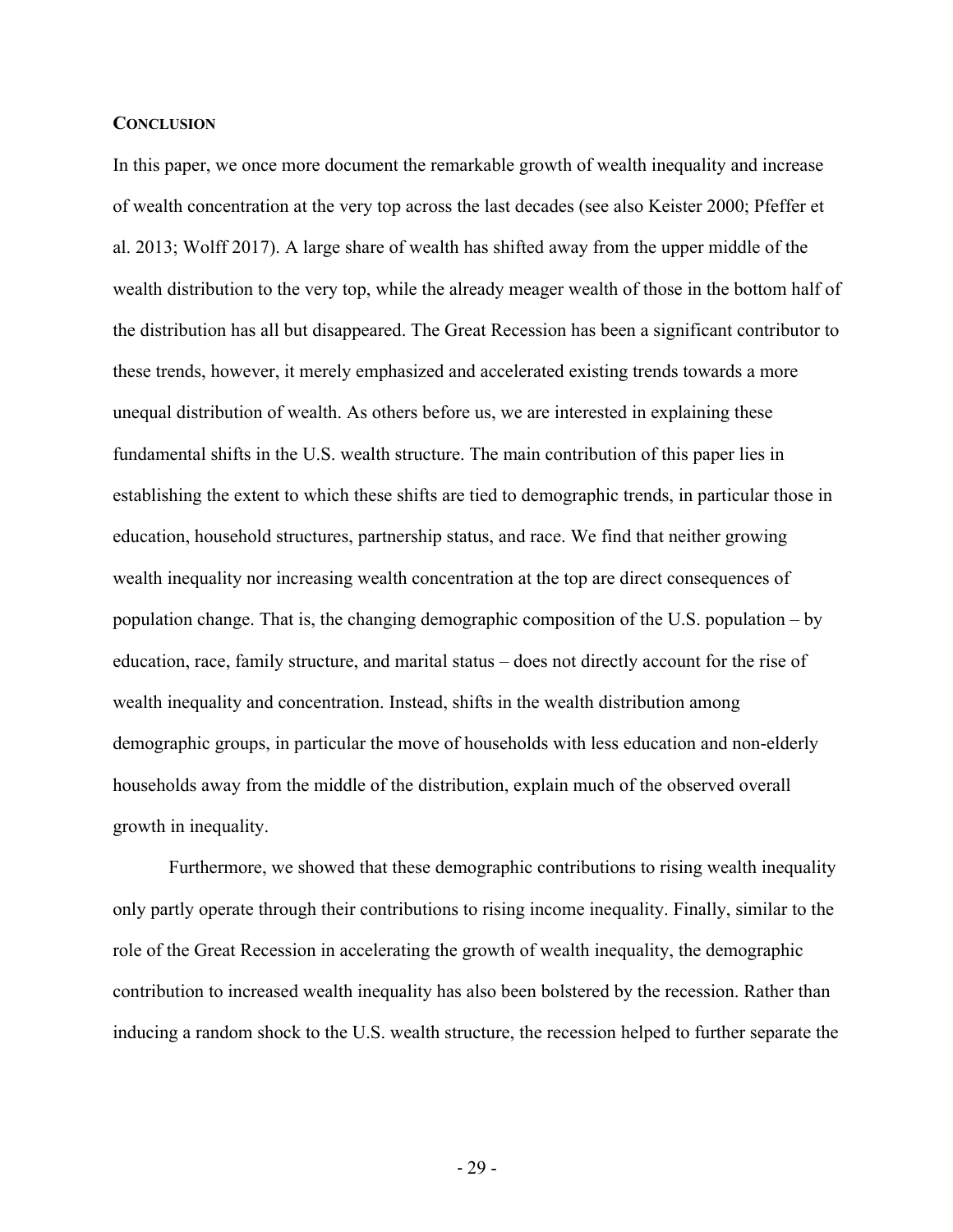## Conclusion

In this paper, we once more document the remarkable growth of wealth inequality and increase of wealth concentration at the very top across the last decades (see also Keister 2000; Pfeffer et al. 2013; Wolff 2017). A large share of wealth has shifted away from the upper middle of the wealth distribution to the very top, while the already meager wealth of those in the bottom half of the distribution has all but disappeared. The Great Recession has been a significant contributor to these trends, however, it merely emphasized and accelerated existing trends towards a more unequal distribution of wealth. As others before us, we are interested in explaining these fundamental shifts in the U.S. wealth structure. The main contribution of this paper lies in establishing the extent to which these shifts are tied to demographic trends, in particular those in education, household structures, partnership status, and race. We find that neither growing wealth inequality nor increasing wealth concentration at the top are direct consequences of population change. That is, the changing demographic composition of the U.S. population – by education, race, family structure, and marital status – does not directly account for the rise of wealth inequality and concentration. Instead, shifts in the wealth distribution among demographic groups, in particular the move of households with less education and non-elderly households away from the middle of the distribution, explain much of the observed overall growth in inequality.

Furthermore, we showed that these demographic contributions to rising wealth inequality only partly operate through their contributions to rising income inequality. Finally, similar to the role of the Great Recession in accelerating the growth of wealth inequality, the demographic contribution to increased wealth inequality has also been bolstered by the recession. Rather than inducing a random shock to the U.S. wealth structure, the recession helped to further separate the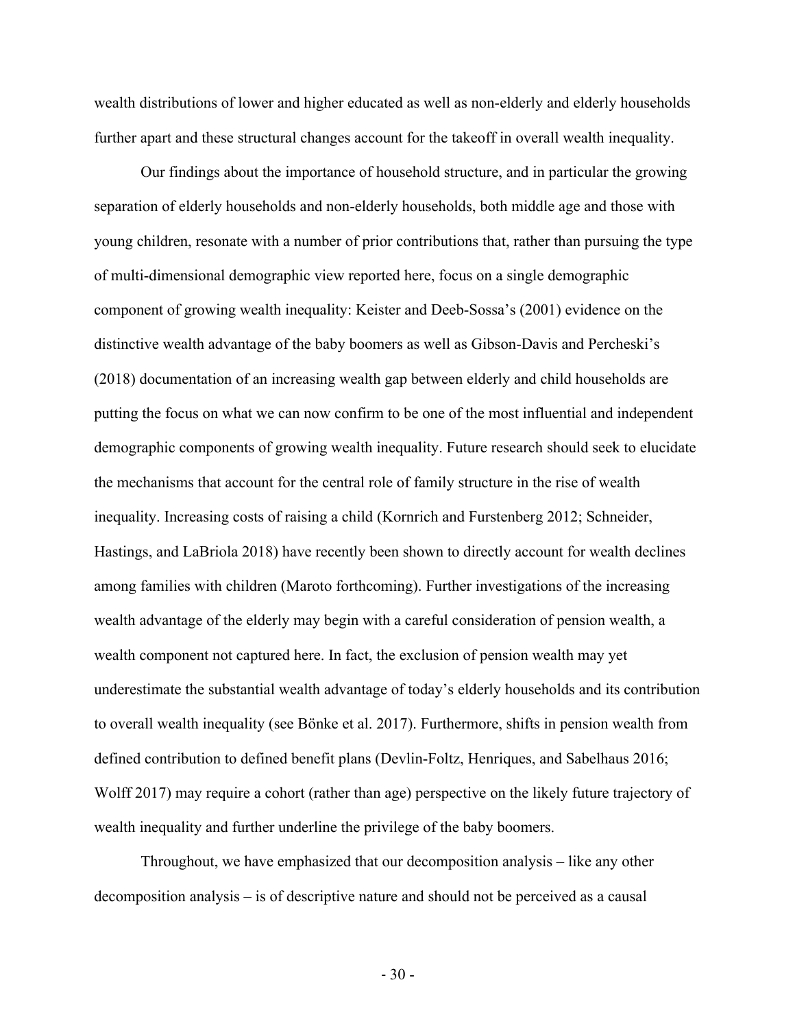wealth distributions of lower and higher educated as well as non-elderly and elderly households further apart and these structural changes account for the takeoff in overall wealth inequality.

Our findings about the importance of household structure, and in particular the growing separation of elderly households and non-elderly households, both middle age and those with young children, resonate with a number of prior contributions that, rather than pursuing the type of multi-dimensional demographic view reported here, focus on a single demographic component of growing wealth inequality: Keister and Deeb-Sossa's (2001) evidence on the distinctive wealth advantage of the baby boomers as well as Gibson-Davis and Percheski's (2018) documentation of an increasing wealth gap between elderly and child households are putting the focus on what we can now confirm to be one of the most influential and independent demographic components of growing wealth inequality. Future research should seek to elucidate the mechanisms that account for the central role of family structure in the rise of wealth inequality. Increasing costs of raising a child (Kornrich and Furstenberg 2012; Schneider, Hastings, and LaBriola 2018) have recently been shown to directly account for wealth declines among families with children (Maroto forthcoming). Further investigations of the increasing wealth advantage of the elderly may begin with a careful consideration of pension wealth, a wealth component not captured here. In fact, the exclusion of pension wealth may yet underestimate the substantial wealth advantage of today's elderly households and its contribution to overall wealth inequality (see Bönke et al. 2017). Furthermore, shifts in pension wealth from defined contribution to defined benefit plans (Devlin-Foltz, Henriques, and Sabelhaus 2016; Wolff 2017) may require a cohort (rather than age) perspective on the likely future trajectory of wealth inequality and further underline the privilege of the baby boomers.

Throughout, we have emphasized that our decomposition analysis – like any other decomposition analysis – is of descriptive nature and should not be perceived as a causal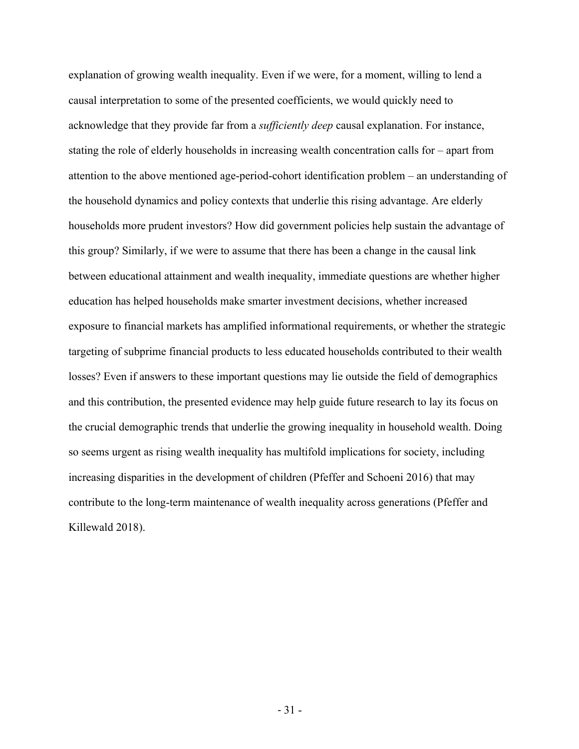explanation of growing wealth inequality. Even if we were, for a moment, willing to lend a causal interpretation to some of the presented coefficients, we would quickly need to acknowledge that they provide far from a *sufficiently deep* causal explanation. For instance, stating the role of elderly households in increasing wealth concentration calls for – apart from attention to the above mentioned age-period-cohort identification problem – an understanding of the household dynamics and policy contexts that underlie this rising advantage. Are elderly households more prudent investors? How did government policies help sustain the advantage of this group? Similarly, if we were to assume that there has been a change in the causal link between educational attainment and wealth inequality, immediate questions are whether higher education has helped households make smarter investment decisions, whether increased exposure to financial markets has amplified informational requirements, or whether the strategic targeting of subprime financial products to less educated households contributed to their wealth losses? Even if answers to these important questions may lie outside the field of demographics and this contribution, the presented evidence may help guide future research to lay its focus on the crucial demographic trends that underlie the growing inequality in household wealth. Doing so seems urgent as rising wealth inequality has multifold implications for society, including increasing disparities in the development of children (Pfeffer and Schoeni 2016) that may contribute to the long-term maintenance of wealth inequality across generations (Pfeffer and Killewald 2018).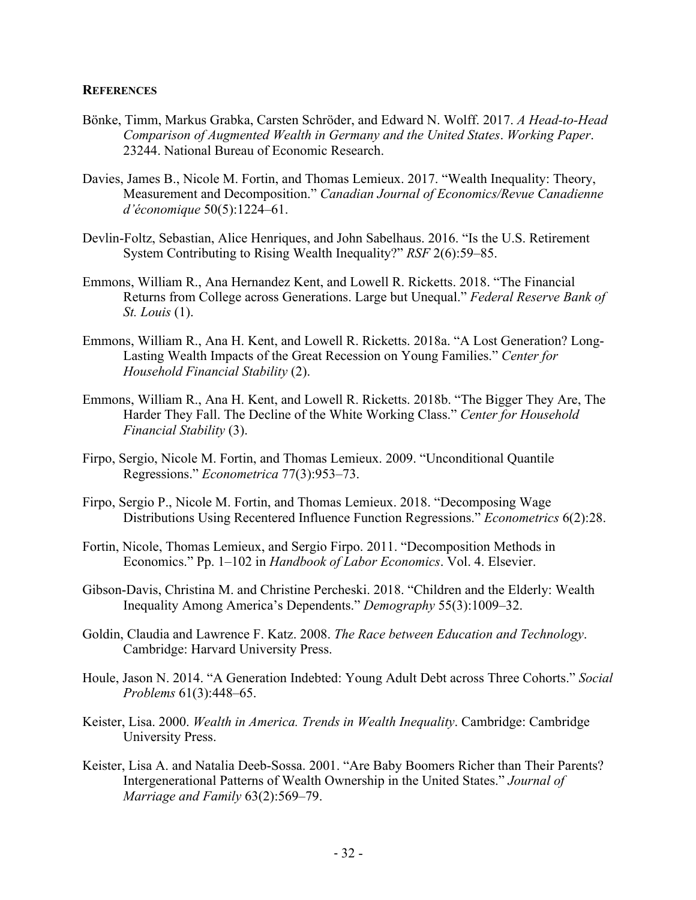## REFERENCES

Bönke, Timm, Markus Grabka, Carsten Schröder, and Edward N. Wolff. 2017. *A Head-to-Head Comparison of Augmented Wealth in Germany and the United States*. *Working Paper*. 23244. National Bureau of Economic Research.

Davies, James B., Nicole M. Fortin, and Thomas Lemieux. 2017. "Wealth Inequality: Theory, Measurement and Decomposition." *Canadian Journal of Economics/Revue Canadienne d'économique* 50(5):1224–61.

Devlin-Foltz, Sebastian, Alice Henriques, and John Sabelhaus. 2016. "Is the U.S. Retirement System Contributing to Rising Wealth Inequality?" *RSF* 2(6):59–85.

Emmons, William R., Ana Hernandez Kent, and Lowell R. Ricketts. 2018. "The Financial Returns from College across Generations. Large but Unequal." *Federal Reserve Bank of St. Louis* (1).

Emmons, William R., Ana H. Kent, and Lowell R. Ricketts. 2018a. "A Lost Generation? Long-Lasting Wealth Impacts of the Great Recession on Young Families." *Center for Household Financial Stability* (2).

Emmons, William R., Ana H. Kent, and Lowell R. Ricketts. 2018b. "The Bigger They Are, The Harder They Fall. The Decline of the White Working Class." *Center for Household Financial Stability* (3).

Firpo, Sergio, Nicole M. Fortin, and Thomas Lemieux. 2009. "Unconditional Quantile Regressions." *Econometrica* 77(3):953–73.

Firpo, Sergio P., Nicole M. Fortin, and Thomas Lemieux. 2018. "Decomposing Wage Distributions Using Recentered Influence Function Regressions." *Econometrics* 6(2):28.

Fortin, Nicole, Thomas Lemieux, and Sergio Firpo. 2011. "Decomposition Methods in Economics." Pp. 1–102 in *Handbook of Labor Economics*. Vol. 4. Elsevier.

Gibson-Davis, Christina M. and Christine Percheski. 2018. "Children and the Elderly: Wealth Inequality Among America's Dependents." *Demography* 55(3):1009–32.

Goldin, Claudia and Lawrence F. Katz. 2008. *The Race between Education and Technology*. Cambridge: Harvard University Press.

Houle, Jason N. 2014. "A Generation Indebted: Young Adult Debt across Three Cohorts." *Social Problems* 61(3):448–65.

Keister, Lisa. 2000. *Wealth in America. Trends in Wealth Inequality*. Cambridge: Cambridge University Press.

Keister, Lisa A. and Natalia Deeb-Sossa. 2001. "Are Baby Boomers Richer than Their Parents? Intergenerational Patterns of Wealth Ownership in the United States." *Journal of Marriage and Family* 63(2):569–79.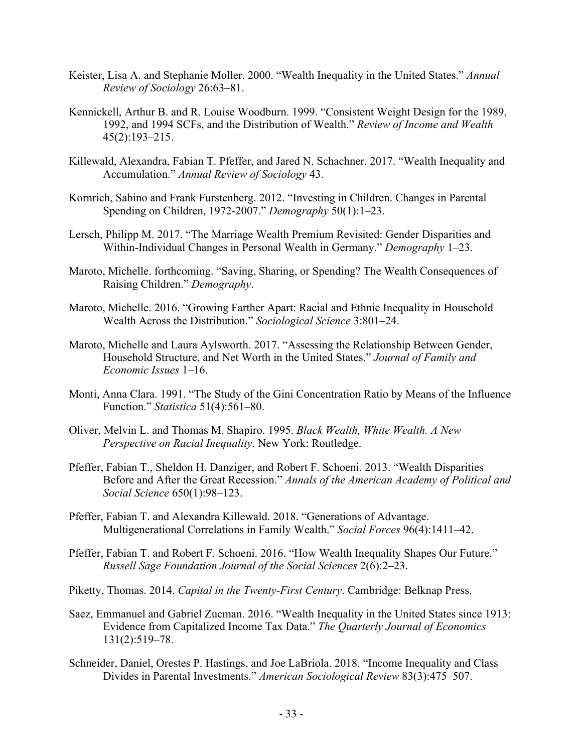Keister, Lisa A. and Stephanie Moller. 2000. "Wealth Inequality in the United States." *Annual Review of Sociology* 26:63–81.

Kennickell, Arthur B. and R. Louise Woodburn. 1999. "Consistent Weight Design for the 1989, 1992, and 1994 SCFs, and the Distribution of Wealth." *Review of Income and Wealth* 45(2):193–215.

Killewald, Alexandra, Fabian T. Pfeffer, and Jared N. Schachner. 2017. "Wealth Inequality and Accumulation." *Annual Review of Sociology* 43.

Kornrich, Sabino and Frank Furstenberg. 2012. "Investing in Children. Changes in Parental Spending on Children, 1972-2007." *Demography* 50(1):1–23.

Lersch, Philipp M. 2017. "The Marriage Wealth Premium Revisited: Gender Disparities and Within-Individual Changes in Personal Wealth in Germany." *Demography* 1–23.

Maroto, Michelle. forthcoming. "Saving, Sharing, or Spending? The Wealth Consequences of Raising Children." *Demography*.

Maroto, Michelle. 2016. "Growing Farther Apart: Racial and Ethnic Inequality in Household Wealth Across the Distribution." *Sociological Science* 3:801–24.

Maroto, Michelle and Laura Aylsworth. 2017. "Assessing the Relationship Between Gender, Household Structure, and Net Worth in the United States." *Journal of Family and Economic Issues* 1–16.

Monti, Anna Clara. 1991. "The Study of the Gini Concentration Ratio by Means of the Influence Function." *Statistica* 51(4):561–80.

Oliver, Melvin L. and Thomas M. Shapiro. 1995. *Black Wealth, White Wealth. A New Perspective on Racial Inequality*. New York: Routledge.

Pfeffer, Fabian T., Sheldon H. Danziger, and Robert F. Schoeni. 2013. "Wealth Disparities Before and After the Great Recession." *Annals of the American Academy of Political and Social Science* 650(1):98–123.

Pfeffer, Fabian T. and Alexandra Killewald. 2018. "Generations of Advantage. Multigenerational Correlations in Family Wealth." *Social Forces* 96(4):1411–42.

Pfeffer, Fabian T. and Robert F. Schoeni. 2016. "How Wealth Inequality Shapes Our Future." *Russell Sage Foundation Journal of the Social Sciences* 2(6):2–23.

Piketty, Thomas. 2014. *Capital in the Twenty-First Century*. Cambridge: Belknap Press.

Saez, Emmanuel and Gabriel Zucman. 2016. "Wealth Inequality in the United States since 1913: Evidence from Capitalized Income Tax Data." *The Quarterly Journal of Economics* 131(2):519–78.

Schneider, Daniel, Orestes P. Hastings, and Joe LaBriola. 2018. "Income Inequality and Class Divides in Parental Investments." *American Sociological Review* 83(3):475–507.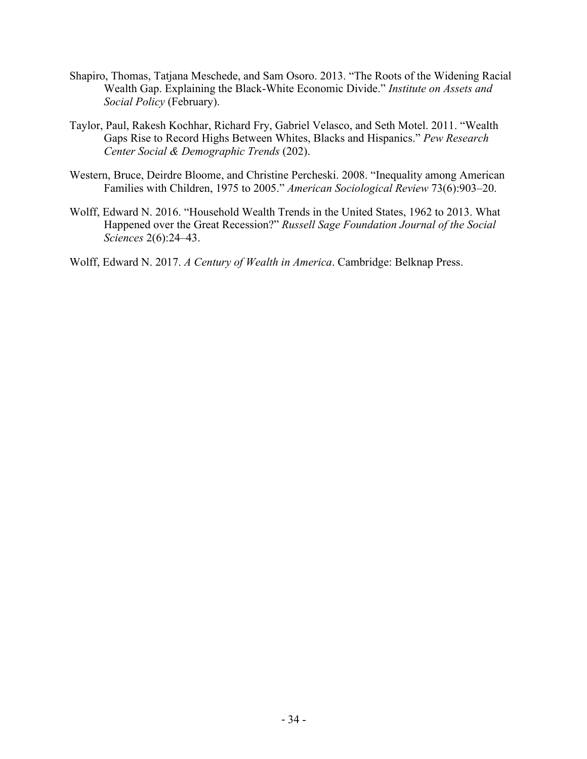Shapiro, Thomas, Tatjana Meschede, and Sam Osoro. 2013. "The Roots of the Widening Racial Wealth Gap. Explaining the Black-White Economic Divide." *Institute on Assets and Social Policy* (February).

Taylor, Paul, Rakesh Kochhar, Richard Fry, Gabriel Velasco, and Seth Motel. 2011. "Wealth Gaps Rise to Record Highs Between Whites, Blacks and Hispanics." *Pew Research Center Social & Demographic Trends* (202).

Western, Bruce, Deirdre Bloome, and Christine Percheski. 2008. "Inequality among American Families with Children, 1975 to 2005." *American Sociological Review* 73(6):903–20.

Wolff, Edward N. 2016. "Household Wealth Trends in the United States, 1962 to 2013. What Happened over the Great Recession?" *Russell Sage Foundation Journal of the Social Sciences* 2(6):24–43.

Wolff, Edward N. 2017. *A Century of Wealth in America*. Cambridge: Belknap Press.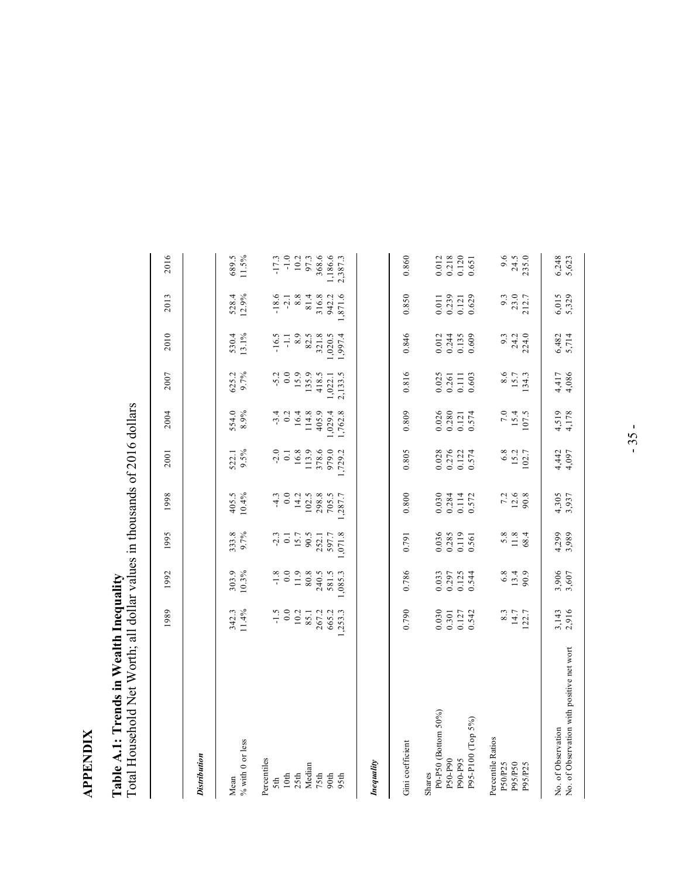# APPENDIX

## Table A.1: Trends in Wealth Inequality

Total Household Net Worth; all dollar values in thousands of 2016 dollars

| | 1989 | 1992 | 1995 | 1998 | 2001 | 2004 | 2007 | 2010 | 2013 | 2016 |
|---|---|---|---|---|---|---|---|---|---|---|
| ***Distribution*** | | | | | | | | | | |
| Mean | 342.3 | 303.9 | 333.8 | 405.5 | 522.1 | 554.0 | 625.2 | 530.4 | 528.4 | 689.5 |
| % with 0 or less | 11.4% | 10.3% | 9.7% | 10.4% | 9.5% | 8.9% | 9.7% | 13.1% | 12.9% | 11.5% |
| Percentiles | | | | | | | | | | |
| 5th | -1.5 | -1.8 | -2.3 | -4.3 | -2.0 | -3.4 | -5.2 | -16.5 | -18.6 | -17.3 |
| 10th | 0.0 | 0.0 | 0.1 | 0.0 | 0.1 | 0.2 | 0.0 | -1.1 | -2.1 | -1.0 |
| 25th | 10.2 | 11.9 | 15.7 | 14.2 | 16.8 | 16.4 | 15.9 | 8.9 | 8.8 | 10.2 |
| Median | 85.1 | 80.8 | 90.5 | 102.5 | 113.9 | 114.8 | 135.9 | 82.5 | 81.4 | 97.3 |
| 75th | 267.2 | 240.5 | 252.1 | 298.8 | 378.6 | 405.9 | 418.5 | 321.8 | 316.8 | 368.6 |
| 90th | 665.2 | 581.5 | 597.7 | 705.5 | 979.0 | 1,029.4 | 1,022.1 | 1,020.5 | 942.2 | 1,186.6 |
| 95th | 1,253.3 | 1,085.3 | 1,071.8 | 1,287.7 | 1,729.2 | 1,762.8 | 2,133.5 | 1,997.4 | 1,871.6 | 2,387.3 |
| ***Inequality*** | | | | | | | | | | |
| Gini coefficient | 0.790 | 0.786 | 0.791 | 0.800 | 0.805 | 0.809 | 0.816 | 0.846 | 0.850 | 0.860 |
| Shares | | | | | | | | | | |
| P0-P50 (Bottom 50%) | 0.030 | 0.033 | 0.036 | 0.030 | 0.028 | 0.026 | 0.025 | 0.012 | 0.011 | 0.012 |
| P50-P90 | 0.301 | 0.297 | 0.285 | 0.284 | 0.276 | 0.280 | 0.261 | 0.244 | 0.239 | 0.218 |
| P90-P95 | 0.127 | 0.125 | 0.119 | 0.114 | 0.122 | 0.121 | 0.111 | 0.135 | 0.121 | 0.120 |
| P95-P100 (Top 5%) | 0.542 | 0.544 | 0.561 | 0.572 | 0.574 | 0.574 | 0.603 | 0.609 | 0.629 | 0.651 |
| Percentile Ratios | | | | | | | | | | |
| P50/P25 | 8.3 | 6.8 | 5.8 | 7.2 | 6.8 | 7.0 | 8.6 | 9.3 | 9.3 | 9.6 |
| P95/P50 | 14.7 | 13.4 | 11.8 | 12.6 | 15.2 | 15.4 | 15.7 | 24.2 | 23.0 | 24.5 |
| P95/P25 | 122.7 | 90.9 | 68.4 | 90.8 | 102.7 | 107.5 | 134.3 | 224.0 | 212.7 | 235.0 |
| No. of Observation | 3,143 | 3,906 | 4,299 | 4,305 | 4,442 | 4,519 | 4,417 | 6,482 | 6,015 | 6,248 |
| No. of Observation with positive net wort | 2,916 | 3,607 | 3,989 | 3,937 | 4,097 | 4,178 | 4,086 | 5,714 | 5,329 | 5,623 |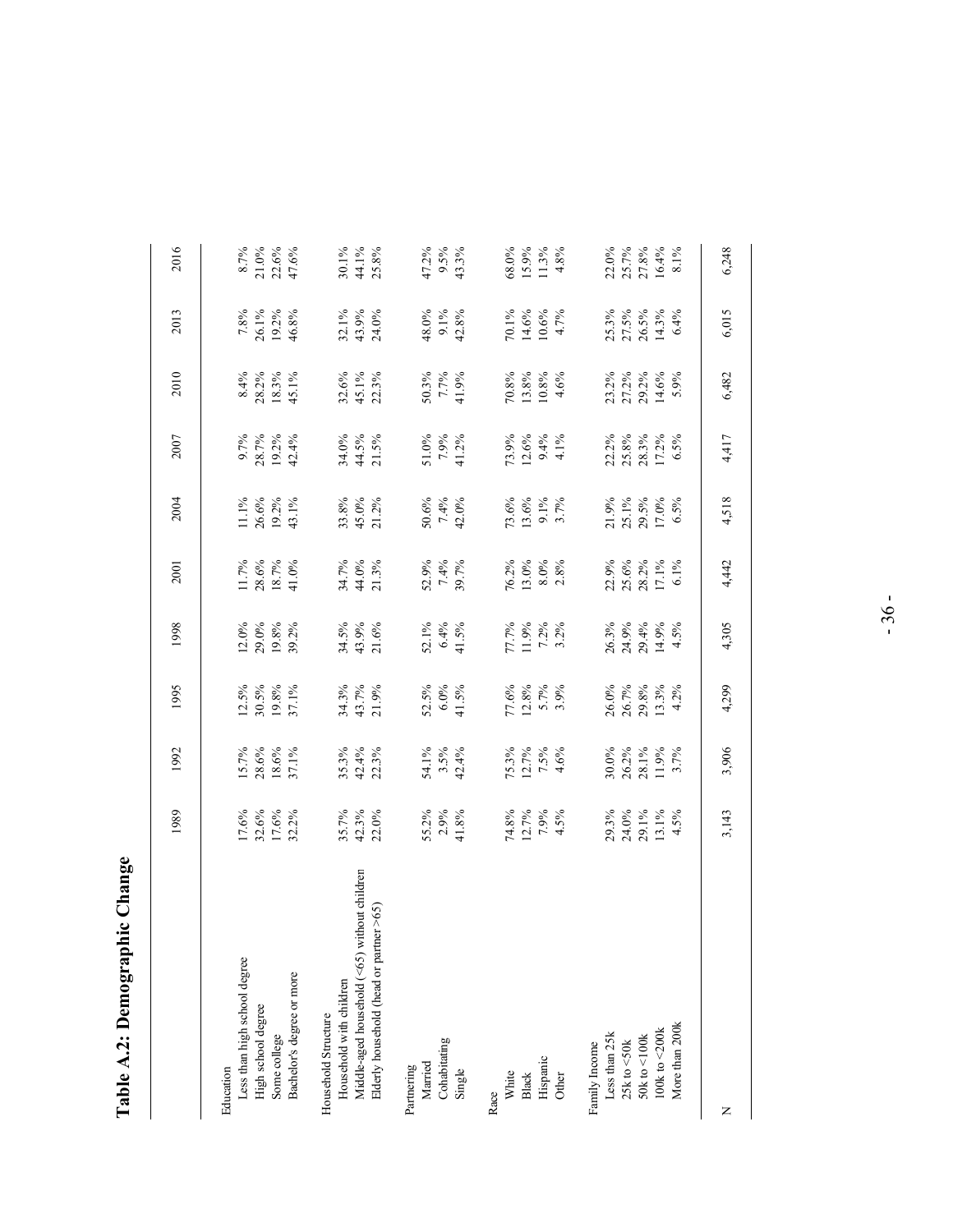# Table A.2: Demographic Change

| | 1989 | 1992 | 1995 | 1998 | 2001 | 2004 | 2007 | 2010 | 2013 | 2016 |
|---|---|---|---|---|---|---|---|---|---|---|
| Education | | | | | | | | | | |
| Less than high school degree | 17.6% | 15.7% | 12.5% | 12.0% | 11.7% | 11.1% | 9.7% | 8.4% | 7.8% | 8.7% |
| High school degree | 32.6% | 28.6% | 30.5% | 29.0% | 28.6% | 26.6% | 28.7% | 28.2% | 26.1% | 21.0% |
| Some college | 17.6% | 18.6% | 19.8% | 19.8% | 18.7% | 19.2% | 19.2% | 18.3% | 19.2% | 22.6% |
| Bachelor's degree or more | 32.2% | 37.1% | 37.1% | 39.2% | 41.0% | 43.1% | 42.4% | 45.1% | 46.8% | 47.6% |
| Household Structure | | | | | | | | | | |
| Household with children | 35.7% | 35.3% | 34.3% | 34.5% | 34.7% | 33.8% | 34.0% | 32.6% | 32.1% | 30.1% |
| Middle-aged household (<65) without children | 42.3% | 42.4% | 43.7% | 43.9% | 44.0% | 45.0% | 44.5% | 45.1% | 43.9% | 44.1% |
| Elderly household (head or partner >65) | 22.0% | 22.3% | 21.9% | 21.6% | 21.3% | 21.2% | 21.5% | 22.3% | 24.0% | 25.8% |
| Partnering | | | | | | | | | | |
| Married | 55.2% | 54.1% | 52.5% | 52.1% | 52.9% | 50.6% | 51.0% | 50.3% | 48.0% | 47.2% |
| Cohabitating | 2.9% | 3.5% | 6.0% | 6.4% | 7.4% | 7.4% | 7.9% | 7.7% | 9.1% | 9.5% |
| Single | 41.8% | 42.4% | 41.5% | 41.5% | 39.7% | 42.0% | 41.2% | 41.9% | 42.8% | 43.3% |
| Race | | | | | | | | | | |
| White | 74.8% | 75.3% | 77.6% | 77.7% | 76.2% | 73.6% | 73.9% | 70.8% | 70.1% | 68.0% |
| Black | 12.7% | 12.7% | 12.8% | 11.9% | 13.0% | 13.6% | 12.6% | 13.8% | 14.6% | 15.9% |
| Hispanic | 7.9% | 7.5% | 5.7% | 7.2% | 8.0% | 9.1% | 9.4% | 10.8% | 10.6% | 11.3% |
| Other | 4.5% | 4.6% | 3.9% | 3.2% | 2.8% | 3.7% | 4.1% | 4.6% | 4.7% | 4.8% |
| Family Income | | | | | | | | | | |
| Less than 25k | 29.3% | 30.0% | 26.0% | 26.3% | 22.9% | 21.9% | 22.2% | 23.2% | 25.3% | 22.0% |
| 25k to <50k | 24.0% | 26.2% | 26.7% | 24.9% | 25.6% | 25.1% | 25.8% | 27.2% | 27.5% | 25.7% |
| 50k to <100k | 29.1% | 28.1% | 29.8% | 29.4% | 28.2% | 29.5% | 28.3% | 29.2% | 26.5% | 27.8% |
| 100k to <200k | 13.1% | 11.9% | 13.3% | 14.9% | 17.1% | 17.0% | 17.2% | 14.6% | 14.3% | 16.4% |
| More than 200k | 4.5% | 3.7% | 4.2% | 4.5% | 6.1% | 6.5% | 6.5% | 5.9% | 6.4% | 8.1% |
| N | 3,143 | 3,906 | 4,299 | 4,305 | 4,442 | 4,518 | 4,417 | 6,482 | 6,015 | 6,248 |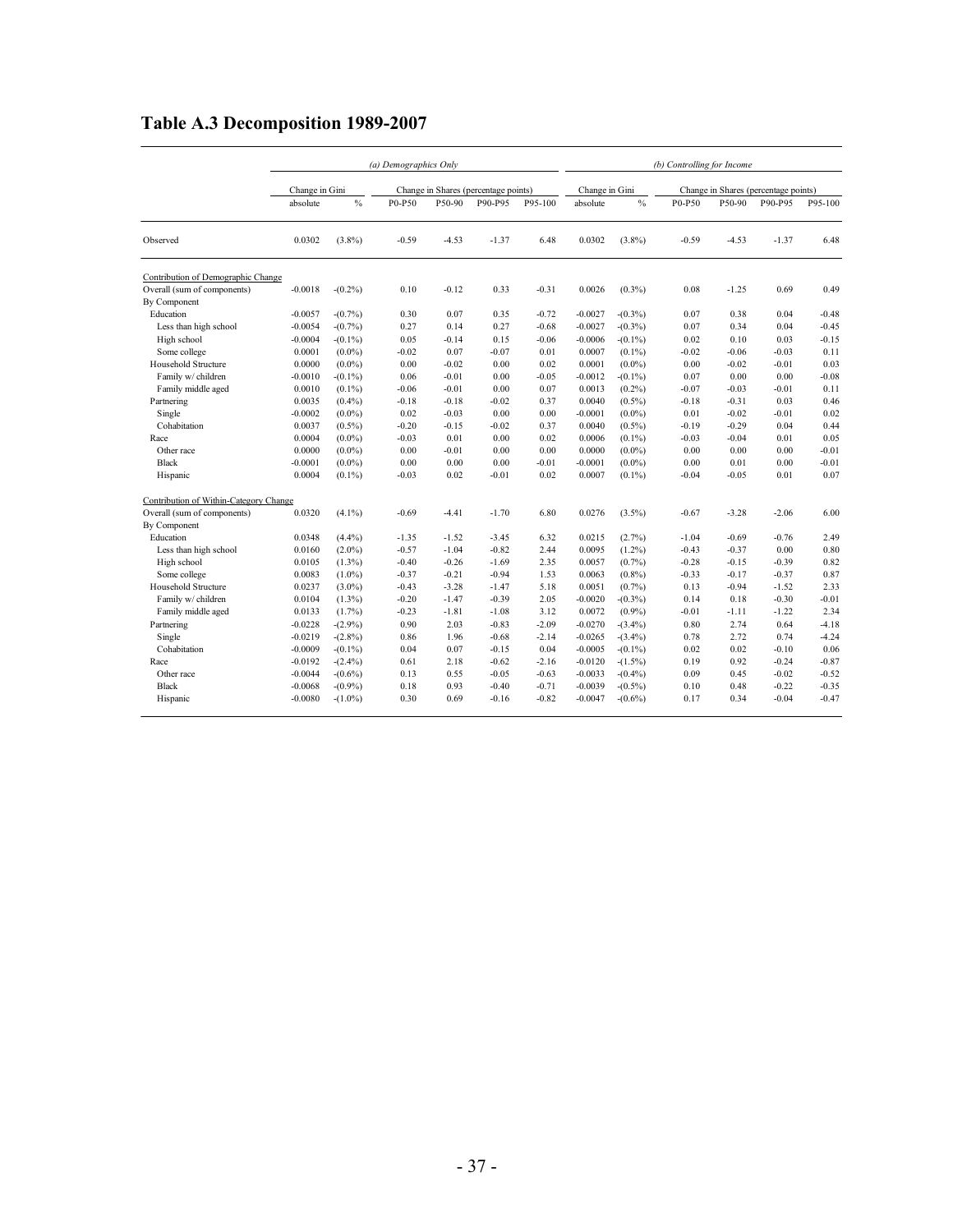## Table A.3 Decomposition 1989-2007

| | (a) Demographics Only | | | | | | (b) Controlling for Income | | | | | |
|---|---|---|---|---|---|---|---|---|---|---|---|---|
| | Change in Gini | | Change in Shares (percentage points) | | | | Change in Gini | | Change in Shares (percentage points) | | | |
| | absolute | % | P0-P50 | P50-90 | P90-P95 | P95-100 | absolute | % | P0-P50 | P50-90 | P90-P95 | P95-100 |
| Observed | 0.0302 | (3.8%) | -0.59 | -4.53 | -1.37 | 6.48 | 0.0302 | (3.8%) | -0.59 | -4.53 | -1.37 | 6.48 |
| Contribution of Demographic Change | | | | | | | | | | | | |
| Overall (sum of components) | -0.0018 | -(0.2%) | 0.10 | -0.12 | 0.33 | -0.31 | 0.0026 | (0.3%) | 0.08 | -1.25 | 0.69 | 0.49 |
| By Component | | | | | | | | | | | | |
| Education | -0.0057 | -(0.7%) | 0.30 | 0.07 | 0.35 | -0.72 | -0.0027 | -(0.3%) | 0.07 | 0.38 | 0.04 | -0.48 |
| Less than high school | -0.0054 | -(0.7%) | 0.27 | 0.14 | 0.27 | -0.68 | -0.0027 | -(0.3%) | 0.07 | 0.34 | 0.04 | -0.45 |
| High school | -0.0004 | -(0.1%) | 0.05 | -0.14 | 0.15 | -0.06 | -0.0006 | -(0.1%) | 0.02 | 0.10 | 0.03 | -0.15 |
| Some college | 0.0001 | (0.0%) | -0.02 | 0.07 | -0.07 | 0.01 | 0.0007 | (0.1%) | -0.02 | -0.06 | -0.03 | 0.11 |
| Household Structure | 0.0000 | (0.0%) | 0.00 | -0.02 | 0.00 | 0.02 | 0.0001 | (0.0%) | 0.00 | -0.02 | -0.01 | 0.03 |
| Family w/ children | -0.0010 | -(0.1%) | 0.06 | -0.01 | 0.00 | -0.05 | -0.0012 | -(0.1%) | 0.07 | 0.00 | 0.00 | -0.08 |
| Family middle aged | 0.0010 | (0.1%) | -0.06 | -0.01 | 0.00 | 0.07 | 0.0013 | (0.2%) | -0.07 | -0.03 | -0.01 | 0.11 |
| Partnering | 0.0035 | (0.4%) | -0.18 | -0.18 | -0.02 | 0.37 | 0.0040 | (0.5%) | -0.18 | -0.31 | 0.03 | 0.46 |
| Single | -0.0002 | (0.0%) | 0.02 | -0.03 | 0.00 | 0.00 | -0.0001 | (0.0%) | 0.01 | -0.02 | -0.01 | 0.02 |
| Cohabitation | 0.0037 | (0.5%) | -0.20 | -0.15 | -0.02 | 0.37 | 0.0040 | (0.5%) | -0.19 | -0.29 | 0.04 | 0.44 |
| Race | 0.0004 | (0.0%) | -0.03 | 0.01 | 0.00 | 0.02 | 0.0006 | (0.1%) | -0.03 | -0.04 | 0.01 | 0.05 |
| Other race | 0.0000 | (0.0%) | 0.00 | -0.01 | 0.00 | 0.00 | 0.0000 | (0.0%) | 0.00 | 0.00 | 0.00 | -0.01 |
| Black | -0.0001 | (0.0%) | 0.00 | 0.00 | 0.00 | -0.01 | -0.0001 | (0.0%) | 0.00 | 0.01 | 0.00 | -0.01 |
| Hispanic | 0.0004 | (0.1%) | -0.03 | 0.02 | -0.01 | 0.02 | 0.0007 | (0.1%) | -0.04 | -0.05 | 0.01 | 0.07 |
| Contribution of Within-Category Change | | | | | | | | | | | | |
| Overall (sum of components) | 0.0320 | (4.1%) | -0.69 | -4.41 | -1.70 | 6.80 | 0.0276 | (3.5%) | -0.67 | -3.28 | -2.06 | 6.00 |
| By Component | | | | | | | | | | | | |
| Education | 0.0348 | (4.4%) | -1.35 | -1.52 | -3.45 | 6.32 | 0.0215 | (2.7%) | -1.04 | -0.69 | -0.76 | 2.49 |
| Less than high school | 0.0160 | (2.0%) | -0.57 | -1.04 | -0.82 | 2.44 | 0.0095 | (1.2%) | -0.43 | -0.37 | 0.00 | 0.80 |
| High school | 0.0105 | (1.3%) | -0.40 | -0.26 | -1.69 | 2.35 | 0.0057 | (0.7%) | -0.28 | -0.15 | -0.39 | 0.82 |
| Some college | 0.0083 | (1.0%) | -0.37 | -0.21 | -0.94 | 1.53 | 0.0063 | (0.8%) | -0.33 | -0.17 | -0.37 | 0.87 |
| Household Structure | 0.0237 | (3.0%) | -0.43 | -3.28 | -1.47 | 5.18 | 0.0051 | (0.7%) | 0.13 | -0.94 | -1.52 | 2.33 |
| Family w/ children | 0.0104 | (1.3%) | -0.20 | -1.47 | -0.39 | 2.05 | -0.0020 | -(0.3%) | 0.14 | 0.18 | -0.30 | -0.01 |
| Family middle aged | 0.0133 | (1.7%) | -0.23 | -1.81 | -1.08 | 3.12 | 0.0072 | (0.9%) | -0.01 | -1.11 | -1.22 | 2.34 |
| Partnering | -0.0228 | -(2.9%) | 0.90 | 2.03 | -0.83 | -2.09 | -0.0270 | -(3.4%) | 0.80 | 2.74 | 0.64 | -4.18 |
| Single | -0.0219 | -(2.8%) | 0.86 | 1.96 | -0.68 | -2.14 | -0.0265 | -(3.4%) | 0.78 | 2.72 | 0.74 | -4.24 |
| Cohabitation | -0.0009 | -(0.1%) | 0.04 | 0.07 | -0.15 | 0.04 | -0.0005 | -(0.1%) | 0.02 | 0.02 | -0.10 | 0.06 |
| Race | -0.0192 | -(2.4%) | 0.61 | 2.18 | -0.62 | -2.16 | -0.0120 | -(1.5%) | 0.19 | 0.92 | -0.24 | -0.87 |
| Other race | -0.0044 | -(0.6%) | 0.13 | 0.55 | -0.05 | -0.63 | -0.0033 | -(0.4%) | 0.09 | 0.45 | -0.02 | -0.52 |
| Black | -0.0068 | -(0.9%) | 0.18 | 0.93 | -0.40 | -0.71 | -0.0039 | -(0.5%) | 0.10 | 0.48 | -0.22 | -0.35 |
| Hispanic | -0.0080 | -(1.0%) | 0.30 | 0.69 | -0.16 | -0.82 | -0.0047 | -(0.6%) | 0.17 | 0.34 | -0.04 | -0.47 |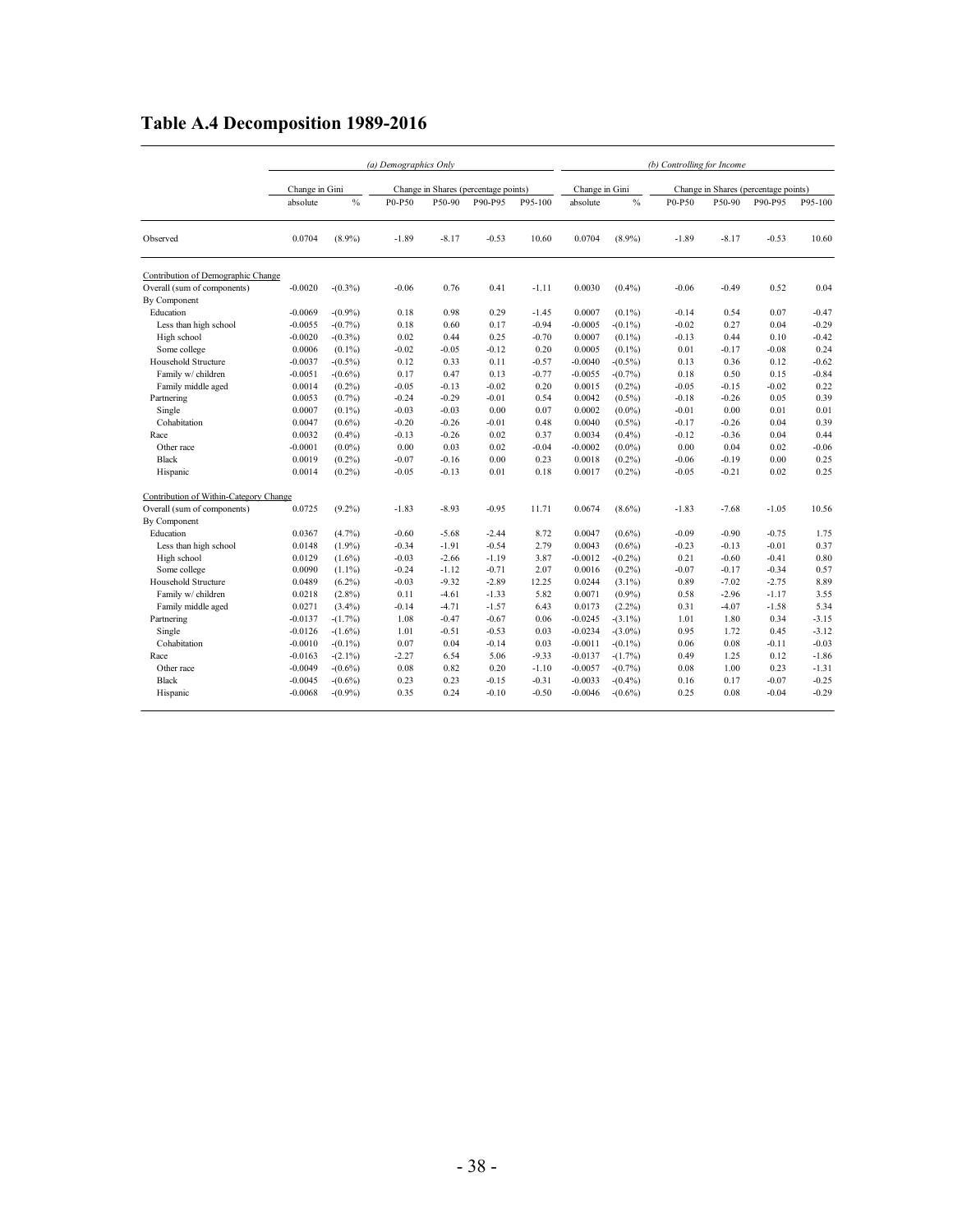# Table A.4 Decomposition 1989-2016

| | (a) Demographics Only | | | | | | (b) Controlling for Income | | | | | |
|---|---|---|---|---|---|---|---|---|---|---|---|---|
| | Change in Gini | | Change in Shares (percentage points) | | | | Change in Gini | | Change in Shares (percentage points) | | | |
| | absolute | % | P0-P50 | P50-90 | P90-P95 | P95-100 | absolute | % | P0-P50 | P50-90 | P90-P95 | P95-100 |
| Observed | 0.0704 | (8.9%) | -1.89 | -8.17 | -0.53 | 10.60 | 0.0704 | (8.9%) | -1.89 | -8.17 | -0.53 | 10.60 |
| Contribution of Demographic Change | | | | | | | | | | | | |
| Overall (sum of components) | -0.0020 | -(0.3%) | -0.06 | 0.76 | 0.41 | -1.11 | 0.0030 | (0.4%) | -0.06 | -0.49 | 0.52 | 0.04 |
| By Component | | | | | | | | | | | | |
| Education | -0.0069 | -(0.9%) | 0.18 | 0.98 | 0.29 | -1.45 | 0.0007 | (0.1%) | -0.14 | 0.54 | 0.07 | -0.47 |
| Less than high school | -0.0055 | -(0.7%) | 0.18 | 0.60 | 0.17 | -0.94 | -0.0005 | -(0.1%) | -0.02 | 0.27 | 0.04 | -0.29 |
| High school | -0.0020 | -(0.3%) | 0.02 | 0.44 | 0.25 | -0.70 | 0.0007 | (0.1%) | -0.13 | 0.44 | 0.10 | -0.42 |
| Some college | 0.0006 | (0.1%) | -0.02 | -0.05 | -0.12 | 0.20 | 0.0005 | (0.1%) | 0.01 | -0.17 | -0.08 | 0.24 |
| Household Structure | -0.0037 | -(0.5%) | 0.12 | 0.33 | 0.11 | -0.57 | -0.0040 | -(0.5%) | 0.13 | 0.36 | 0.12 | -0.62 |
| Family w/ children | -0.0051 | -(0.6%) | 0.17 | 0.47 | 0.13 | -0.77 | -0.0055 | -(0.7%) | 0.18 | 0.50 | 0.15 | -0.84 |
| Family middle aged | 0.0014 | (0.2%) | -0.05 | -0.13 | -0.02 | 0.20 | 0.0015 | (0.2%) | -0.05 | -0.15 | -0.02 | 0.22 |
| Partnering | 0.0053 | (0.7%) | -0.24 | -0.29 | -0.01 | 0.54 | 0.0042 | (0.5%) | -0.18 | -0.26 | 0.05 | 0.39 |
| Single | 0.0007 | (0.1%) | -0.03 | -0.03 | 0.00 | 0.07 | 0.0002 | (0.0%) | -0.01 | 0.00 | 0.01 | 0.01 |
| Cohabitation | 0.0047 | (0.6%) | -0.20 | -0.26 | -0.01 | 0.48 | 0.0040 | (0.5%) | -0.17 | -0.26 | 0.04 | 0.39 |
| Race | 0.0032 | (0.4%) | -0.13 | -0.26 | 0.02 | 0.37 | 0.0034 | (0.4%) | -0.12 | -0.36 | 0.04 | 0.44 |
| Other race | -0.0001 | (0.0%) | 0.00 | 0.03 | 0.02 | -0.04 | -0.0002 | (0.0%) | 0.00 | 0.04 | 0.02 | -0.06 |
| Black | 0.0019 | (0.2%) | -0.07 | -0.16 | 0.00 | 0.23 | 0.0018 | (0.2%) | -0.06 | -0.19 | 0.00 | 0.25 |
| Hispanic | 0.0014 | (0.2%) | -0.05 | -0.13 | 0.01 | 0.18 | 0.0017 | (0.2%) | -0.05 | -0.21 | 0.02 | 0.25 |
| Contribution of Within-Category Change | | | | | | | | | | | | |
| Overall (sum of components) | 0.0725 | (9.2%) | -1.83 | -8.93 | -0.95 | 11.71 | 0.0674 | (8.6%) | -1.83 | -7.68 | -1.05 | 10.56 |
| By Component | | | | | | | | | | | | |
| Education | 0.0367 | (4.7%) | -0.60 | -5.68 | -2.44 | 8.72 | 0.0047 | (0.6%) | -0.09 | -0.90 | -0.75 | 1.75 |
| Less than high school | 0.0148 | (1.9%) | -0.34 | -1.91 | -0.54 | 2.79 | 0.0043 | (0.6%) | -0.23 | -0.13 | -0.01 | 0.37 |
| High school | 0.0129 | (1.6%) | -0.03 | -2.66 | -1.19 | 3.87 | -0.0012 | -(0.2%) | 0.21 | -0.60 | -0.41 | 0.80 |
| Some college | 0.0090 | (1.1%) | -0.24 | -1.12 | -0.71 | 2.07 | 0.0016 | (0.2%) | -0.07 | -0.17 | -0.34 | 0.57 |
| Household Structure | 0.0489 | (6.2%) | -0.03 | -9.32 | -2.89 | 12.25 | 0.0244 | (3.1%) | 0.89 | -7.02 | -2.75 | 8.89 |
| Family w/ children | 0.0218 | (2.8%) | 0.11 | -4.61 | -1.33 | 5.82 | 0.0071 | (0.9%) | 0.58 | -2.96 | -1.17 | 3.55 |
| Family middle aged | 0.0271 | (3.4%) | -0.14 | -4.71 | -1.57 | 6.43 | 0.0173 | (2.2%) | 0.31 | -4.07 | -1.58 | 5.34 |
| Partnering | -0.0137 | -(1.7%) | 1.08 | -0.47 | -0.67 | 0.06 | -0.0245 | -(3.1%) | 1.01 | 1.80 | 0.34 | -3.15 |
| Single | -0.0126 | -(1.6%) | 1.01 | -0.51 | -0.53 | 0.03 | -0.0234 | -(3.0%) | 0.95 | 1.72 | 0.45 | -3.12 |
| Cohabitation | -0.0010 | -(0.1%) | 0.07 | 0.04 | -0.14 | 0.03 | -0.0011 | -(0.1%) | 0.06 | 0.08 | -0.11 | -0.03 |
| Race | -0.0163 | -(2.1%) | -2.27 | 6.54 | 5.06 | -9.33 | -0.0137 | -(1.7%) | 0.49 | 1.25 | 0.12 | -1.86 |
| Other race | -0.0049 | -(0.6%) | 0.08 | 0.82 | 0.20 | -1.10 | -0.0057 | -(0.7%) | 0.08 | 1.00 | 0.23 | -1.31 |
| Black | -0.0045 | -(0.6%) | 0.23 | 0.23 | -0.15 | -0.31 | -0.0033 | -(0.4%) | 0.16 | 0.17 | -0.07 | -0.25 |
| Hispanic | -0.0068 | -(0.9%) | 0.35 | 0.24 | -0.10 | -0.50 | -0.0046 | -(0.6%) | 0.25 | 0.08 | -0.04 | -0.29 |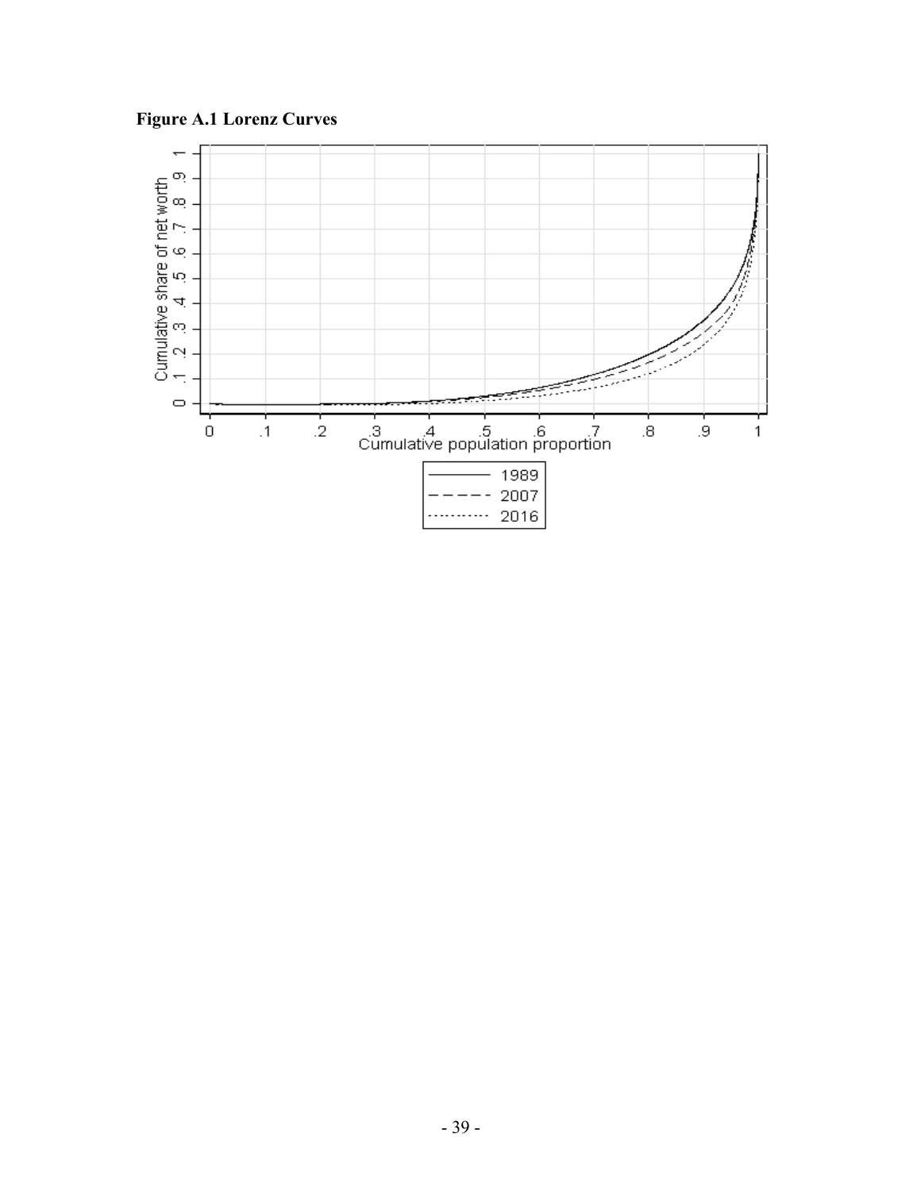**Figure A.1 Lorenz Curves**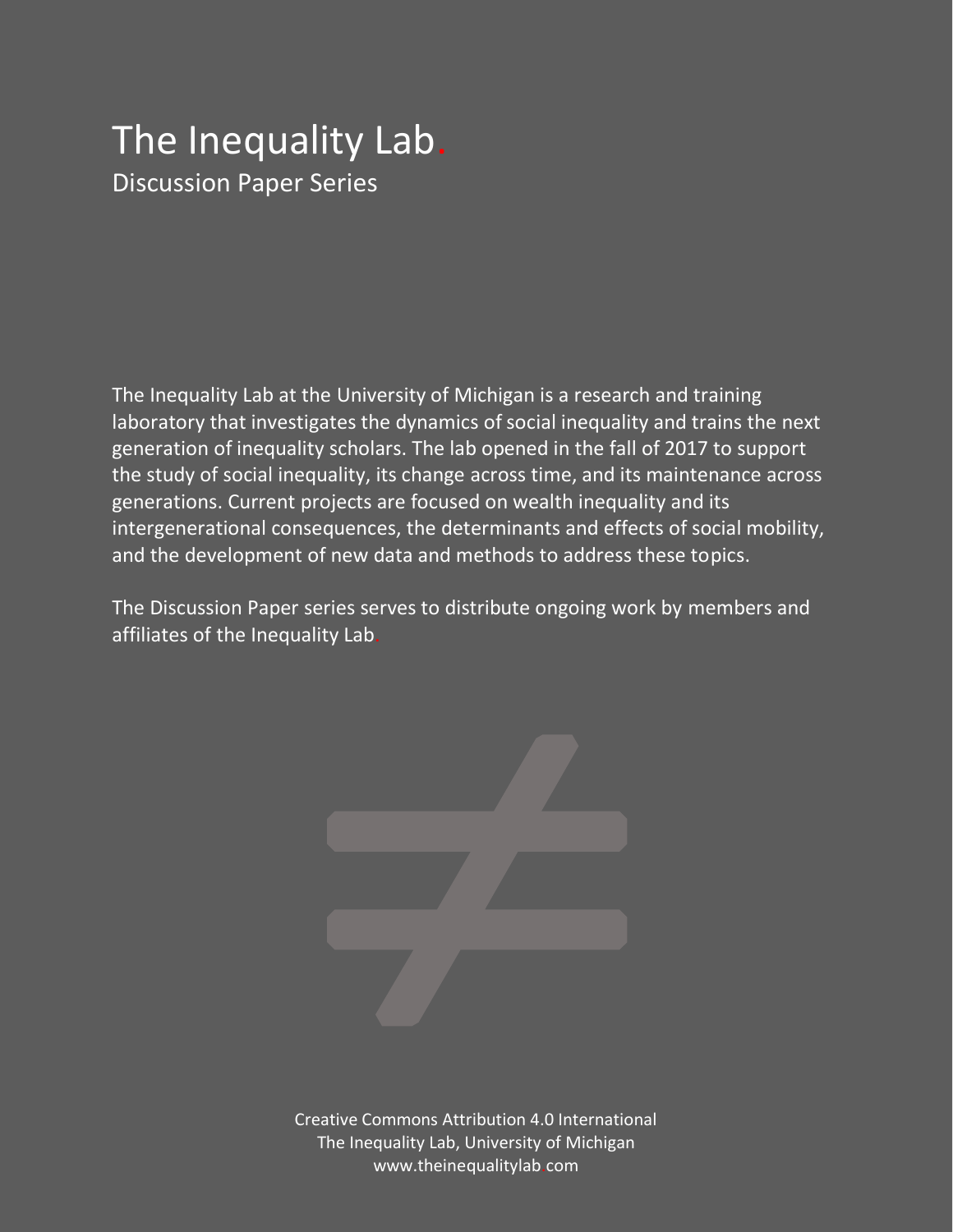# The Inequality Lab.

## Discussion Paper Series

The Inequality Lab at the University of Michigan is a research and training laboratory that investigates the dynamics of social inequality and trains the next generation of inequality scholars. The lab opened in the fall of 2017 to support the study of social inequality, its change across time, and its maintenance across generations. Current projects are focused on wealth inequality and its intergenerational consequences, the determinants and effects of social mobility, and the development of new data and methods to address these topics.

The Discussion Paper series serves to distribute ongoing work by members and affiliates of the Inequality Lab.

Creative Commons Attribution 4.0 International
The Inequality Lab, University of Michigan
www.theinequalitylab.com